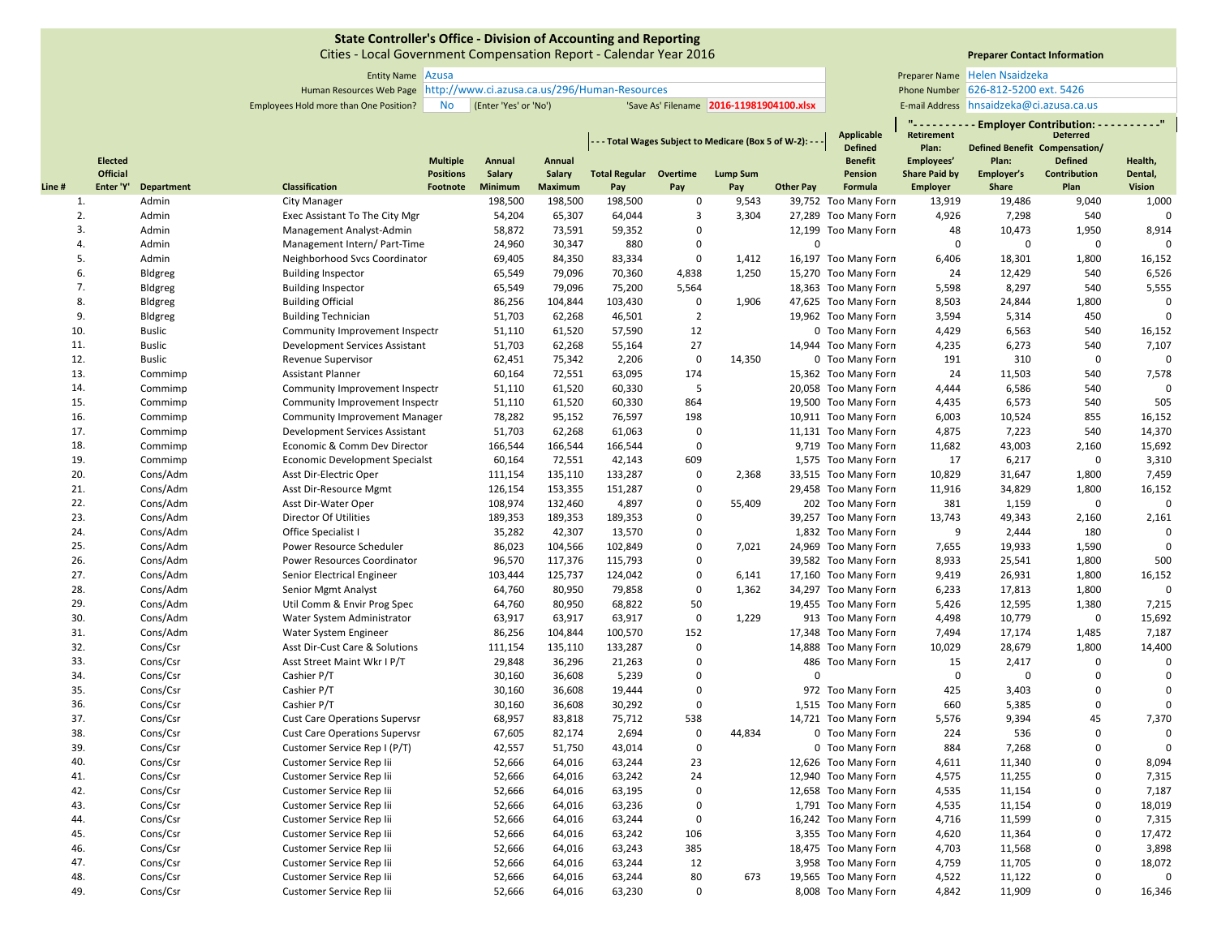**State Controller's Office - Division of Accounting and Reporting**
Cities - Local Government Compensation Report - Calendar Year 2016

**Preparer Contact Information**

Entity Name: Azusa
Human Resources Web Page: http://www.ci.azusa.ca.us/296/Human-Resources
Employees Hold more than One Position? No (Enter 'Yes' or 'No')
'Save As' Filename: 2016-11981904100.xlsx

Preparer Name: Helen Nsaidzeka
Phone Number: 626-812-5200 ext. 5426
E-mail Address: hnsaidzeka@ci.azusa.ca.us

| Line # | Elected Official Enter 'Y' | Department | Classification | Multiple Positions Footnote | Annual Salary Minimum | Annual Salary Maximum | --- Total Wages Subject to Medicare (Box 5 of W-2): --- Total Regular Pay | Overtime Pay | Lump Sum Pay | Other Pay | Applicable Defined Benefit Pension Formula | "---------- Employer Contribution: ----------" Retirement Plan: Employees' Share Paid by Employer | Defined Benefit Plan: Employer's Share | Deferred Compensation/ Defined Contribution Plan | Health, Dental, Vision |
|---|---|---|---|---|---|---|---|---|---|---|---|---|---|---|---|
| 1. | | Admin | City Manager | | 198,500 | 198,500 | 198,500 | 0 | 9,543 | 39,752 | Too Many Forn | 13,919 | 19,486 | 9,040 | 1,000 |
| 2. | | Admin | Exec Assistant To The City Mgr | | 54,204 | 65,307 | 64,044 | 3 | 3,304 | 27,289 | Too Many Forn | 4,926 | 7,298 | 540 | 0 |
| 3. | | Admin | Management Analyst-Admin | | 58,872 | 73,591 | 59,352 | 0 | | 12,199 | Too Many Forn | 48 | 10,473 | 1,950 | 8,914 |
| 4. | | Admin | Management Intern/ Part-Time | | 24,960 | 30,347 | 880 | 0 | | 0 | | 0 | 0 | 0 | 0 |
| 5. | | Admin | Neighborhood Svcs Coordinator | | 69,405 | 84,350 | 83,334 | 0 | 1,412 | 16,197 | Too Many Forn | 6,406 | 18,301 | 1,800 | 16,152 |
| 6. | | Bldgreg | Building Inspector | | 65,549 | 79,096 | 70,360 | 4,838 | 1,250 | 15,270 | Too Many Forn | 24 | 12,429 | 540 | 6,526 |
| 7. | | Bldgreg | Building Inspector | | 65,549 | 79,096 | 75,200 | 5,564 | | 18,363 | Too Many Forn | 5,598 | 8,297 | 540 | 5,555 |
| 8. | | Bldgreg | Building Official | | 86,256 | 104,844 | 103,430 | 0 | 1,906 | 47,625 | Too Many Forn | 8,503 | 24,844 | 1,800 | 0 |
| 9. | | Bldgreg | Building Technician | | 51,703 | 62,268 | 46,501 | 2 | | 19,962 | Too Many Forn | 3,594 | 5,314 | 450 | 0 |
| 10. | | Buslic | Community Improvement Inspectr | | 51,110 | 61,520 | 57,590 | 12 | | 0 | Too Many Forn | 4,429 | 6,563 | 540 | 16,152 |
| 11. | | Buslic | Development Services Assistant | | 51,703 | 62,268 | 55,164 | 27 | | 14,944 | Too Many Forn | 4,235 | 6,273 | 540 | 7,107 |
| 12. | | Buslic | Revenue Supervisor | | 62,451 | 75,342 | 2,206 | 0 | 14,350 | 0 | Too Many Forn | 191 | 310 | 0 | 0 |
| 13. | | Commimp | Assistant Planner | | 60,164 | 72,551 | 63,095 | 174 | | 15,362 | Too Many Forn | 24 | 11,503 | 540 | 7,578 |
| 14. | | Commimp | Community Improvement Inspectr | | 51,110 | 61,520 | 60,330 | 5 | | 20,058 | Too Many Forn | 4,444 | 6,586 | 540 | 0 |
| 15. | | Commimp | Community Improvement Inspectr | | 51,110 | 61,520 | 60,330 | 864 | | 19,500 | Too Many Forn | 4,435 | 6,573 | 540 | 505 |
| 16. | | Commimp | Community Improvement Manager | | 78,282 | 95,152 | 76,597 | 198 | | 10,911 | Too Many Forn | 6,003 | 10,524 | 855 | 16,152 |
| 17. | | Commimp | Development Services Assistant | | 51,703 | 62,268 | 61,063 | 0 | | 11,131 | Too Many Forn | 4,875 | 7,223 | 540 | 14,370 |
| 18. | | Commimp | Economic & Comm Dev Director | | 166,544 | 166,544 | 166,544 | 0 | | 9,719 | Too Many Forn | 11,682 | 43,003 | 2,160 | 15,692 |
| 19. | | Commimp | Economic Development Specialst | | 60,164 | 72,551 | 42,143 | 609 | | 1,575 | Too Many Forn | 17 | 6,217 | 0 | 3,310 |
| 20. | | Cons/Adm | Asst Dir-Electric Oper | | 111,154 | 135,110 | 133,287 | 0 | 2,368 | 33,515 | Too Many Forn | 10,829 | 31,647 | 1,800 | 7,459 |
| 21. | | Cons/Adm | Asst Dir-Resource Mgmt | | 126,154 | 153,355 | 151,287 | 0 | | 29,458 | Too Many Forn | 11,916 | 34,829 | 1,800 | 16,152 |
| 22. | | Cons/Adm | Asst Dir-Water Oper | | 108,974 | 132,460 | 4,897 | 0 | 55,409 | 202 | Too Many Forn | 381 | 1,159 | 0 | 0 |
| 23. | | Cons/Adm | Director Of Utilities | | 189,353 | 189,353 | 189,353 | 0 | | 39,257 | Too Many Forn | 13,743 | 49,343 | 2,160 | 2,161 |
| 24. | | Cons/Adm | Office Specialist I | | 35,282 | 42,307 | 13,570 | 0 | | 1,832 | Too Many Forn | 9 | 2,444 | 180 | 0 |
| 25. | | Cons/Adm | Power Resource Scheduler | | 86,023 | 104,566 | 102,849 | 0 | 7,021 | 24,969 | Too Many Forn | 7,655 | 19,933 | 1,590 | 0 |
| 26. | | Cons/Adm | Power Resources Coordinator | | 96,570 | 117,376 | 115,793 | 0 | | 39,582 | Too Many Forn | 8,933 | 25,541 | 1,800 | 500 |
| 27. | | Cons/Adm | Senior Electrical Engineer | | 103,444 | 125,737 | 124,042 | 0 | 6,141 | 17,160 | Too Many Forn | 9,419 | 26,931 | 1,800 | 16,152 |
| 28. | | Cons/Adm | Senior Mgmt Analyst | | 64,760 | 80,950 | 79,858 | 0 | 1,362 | 34,297 | Too Many Forn | 6,233 | 17,813 | 1,800 | 0 |
| 29. | | Cons/Adm | Util Comm & Envir Prog Spec | | 64,760 | 80,950 | 68,822 | 50 | | 19,455 | Too Many Forn | 5,426 | 12,595 | 1,380 | 7,215 |
| 30. | | Cons/Adm | Water System Administrator | | 63,917 | 63,917 | 63,917 | 0 | 1,229 | 913 | Too Many Forn | 4,498 | 10,779 | 0 | 15,692 |
| 31. | | Cons/Adm | Water System Engineer | | 86,256 | 104,844 | 100,570 | 152 | | 17,348 | Too Many Forn | 7,494 | 17,174 | 1,485 | 7,187 |
| 32. | | Cons/Csr | Asst Dir-Cust Care & Solutions | | 111,154 | 135,110 | 133,287 | 0 | | 14,888 | Too Many Forn | 10,029 | 28,679 | 1,800 | 14,400 |
| 33. | | Cons/Csr | Asst Street Maint Wkr I P/T | | 29,848 | 36,296 | 21,263 | 0 | | 486 | Too Many Forn | 15 | 2,417 | 0 | 0 |
| 34. | | Cons/Csr | Cashier P/T | | 30,160 | 36,608 | 5,239 | 0 | | 0 | | 0 | 0 | 0 | 0 |
| 35. | | Cons/Csr | Cashier P/T | | 30,160 | 36,608 | 19,444 | 0 | | 972 | Too Many Forn | 425 | 3,403 | 0 | 0 |
| 36. | | Cons/Csr | Cashier P/T | | 30,160 | 36,608 | 30,292 | 0 | | 1,515 | Too Many Forn | 660 | 5,385 | 0 | 0 |
| 37. | | Cons/Csr | Cust Care Operations Supervsr | | 68,957 | 83,818 | 75,712 | 538 | | 14,721 | Too Many Forn | 5,576 | 9,394 | 45 | 7,370 |
| 38. | | Cons/Csr | Cust Care Operations Supervsr | | 67,605 | 82,174 | 2,694 | 0 | 44,834 | 0 | Too Many Forn | 224 | 536 | 0 | 0 |
| 39. | | Cons/Csr | Customer Service Rep I (P/T) | | 42,557 | 51,750 | 43,014 | 0 | | 0 | Too Many Forn | 884 | 7,268 | 0 | 0 |
| 40. | | Cons/Csr | Customer Service Rep Iii | | 52,666 | 64,016 | 63,244 | 23 | | 12,626 | Too Many Forn | 4,611 | 11,340 | 0 | 8,094 |
| 41. | | Cons/Csr | Customer Service Rep Iii | | 52,666 | 64,016 | 63,242 | 24 | | 12,940 | Too Many Forn | 4,575 | 11,255 | 0 | 7,315 |
| 42. | | Cons/Csr | Customer Service Rep Iii | | 52,666 | 64,016 | 63,195 | 0 | | 12,658 | Too Many Forn | 4,535 | 11,154 | 0 | 7,187 |
| 43. | | Cons/Csr | Customer Service Rep Iii | | 52,666 | 64,016 | 63,236 | 0 | | 1,791 | Too Many Forn | 4,535 | 11,154 | 0 | 18,019 |
| 44. | | Cons/Csr | Customer Service Rep Iii | | 52,666 | 64,016 | 63,244 | 0 | | 16,242 | Too Many Forn | 4,716 | 11,599 | 0 | 7,315 |
| 45. | | Cons/Csr | Customer Service Rep Iii | | 52,666 | 64,016 | 63,242 | 106 | | 3,355 | Too Many Forn | 4,620 | 11,364 | 0 | 17,472 |
| 46. | | Cons/Csr | Customer Service Rep Iii | | 52,666 | 64,016 | 63,243 | 385 | | 18,475 | Too Many Forn | 4,703 | 11,568 | 0 | 3,898 |
| 47. | | Cons/Csr | Customer Service Rep Iii | | 52,666 | 64,016 | 63,244 | 12 | | 3,958 | Too Many Forn | 4,759 | 11,705 | 0 | 18,072 |
| 48. | | Cons/Csr | Customer Service Rep Iii | | 52,666 | 64,016 | 63,244 | 80 | 673 | 19,565 | Too Many Forn | 4,522 | 11,122 | 0 | 0 |
| 49. | | Cons/Csr | Customer Service Rep Iii | | 52,666 | 64,016 | 63,230 | 0 | | 8,008 | Too Many Forn | 4,842 | 11,909 | 0 | 16,346 |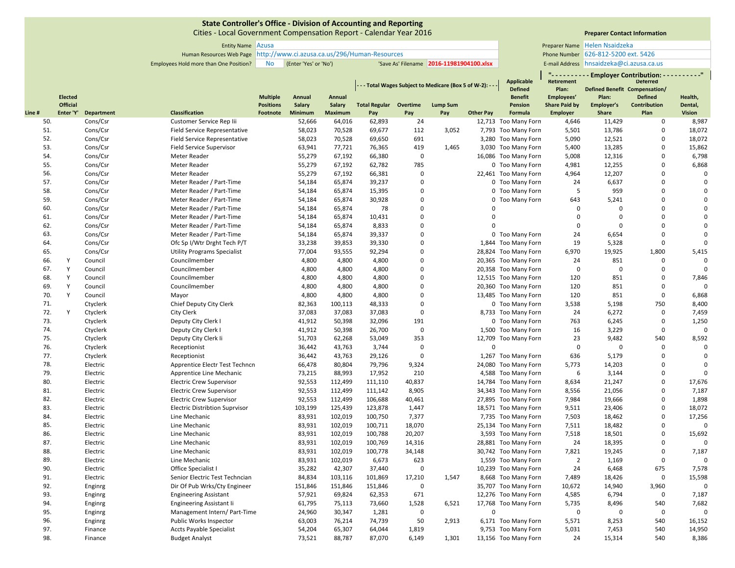**State Controller's Office - Division of Accounting and Reporting**
Cities - Local Government Compensation Report - Calendar Year 2016

Entity Name: Azusa
Human Resources Web Page: http://www.ci.azusa.ca.us/296/Human-Resources
Employees Hold more than One Position?: No (Enter 'Yes' or 'No')
'Save As' Filename: 2016-11981904100.xlsx

**Preparer Contact Information**
Preparer Name: Helen Nsaidzeka
Phone Number: 626-812-5200 ext. 5426
E-mail Address: hnsaidzeka@ci.azusa.ca.us

| Line # | Elected Official Enter 'Y' | Department | Classification | Multiple Positions Footnote | Annual Salary Minimum | Annual Salary Maximum | - - - Total Wages Subject to Medicare (Box 5 of W-2): - - - Total Regular Pay | Overtime Pay | Lump Sum Pay | Other Pay | Applicable Defined Benefit Pension Formula | "- - - - - - - - - - Employer Contribution: - - - - - - - - - -" Retirement Plan: Employees' Share Paid by Employer | Defined Benefit Plan: Employer's Share | Deferred Compensation/ Defined Contribution Plan | Health, Dental, Vision |
|---|---|---|---|---|---|---|---|---|---|---|---|---|---|---|---|
| 50. | | Cons/Csr | Customer Service Rep Iii | | 52,666 | 64,016 | 62,893 | 24 | | 12,713 | Too Many Forn | 4,646 | 11,429 | 0 | 8,987 |
| 51. | | Cons/Csr | Field Service Representative | | 58,023 | 70,528 | 69,677 | 112 | 3,052 | 7,793 | Too Many Forn | 5,501 | 13,786 | 0 | 18,072 |
| 52. | | Cons/Csr | Field Service Representative | | 58,023 | 70,528 | 69,650 | 691 | | 3,280 | Too Many Forn | 5,090 | 12,521 | 0 | 18,072 |
| 53. | | Cons/Csr | Field Service Supervisor | | 63,941 | 77,721 | 76,365 | 419 | 1,465 | 3,030 | Too Many Forn | 5,400 | 13,285 | 0 | 15,862 |
| 54. | | Cons/Csr | Meter Reader | | 55,279 | 67,192 | 66,380 | 0 | | 16,086 | Too Many Forn | 5,008 | 12,316 | 0 | 6,798 |
| 55. | | Cons/Csr | Meter Reader | | 55,279 | 67,192 | 62,782 | 785 | | 0 | Too Many Forn | 4,981 | 12,255 | 0 | 6,868 |
| 56. | | Cons/Csr | Meter Reader | | 55,279 | 67,192 | 66,381 | 0 | | 22,461 | Too Many Forn | 4,964 | 12,207 | 0 | 0 |
| 57. | | Cons/Csr | Meter Reader / Part-Time | | 54,184 | 65,874 | 39,237 | 0 | | 0 | Too Many Forn | 24 | 6,637 | 0 | 0 |
| 58. | | Cons/Csr | Meter Reader / Part-Time | | 54,184 | 65,874 | 15,395 | 0 | | 0 | Too Many Forn | 5 | 959 | 0 | 0 |
| 59. | | Cons/Csr | Meter Reader / Part-Time | | 54,184 | 65,874 | 30,928 | 0 | | 0 | Too Many Forn | 643 | 5,241 | 0 | 0 |
| 60. | | Cons/Csr | Meter Reader / Part-Time | | 54,184 | 65,874 | 78 | 0 | | 0 | | 0 | 0 | 0 | 0 |
| 61. | | Cons/Csr | Meter Reader / Part-Time | | 54,184 | 65,874 | 10,431 | 0 | | 0 | | 0 | 0 | 0 | 0 |
| 62. | | Cons/Csr | Meter Reader / Part-Time | | 54,184 | 65,874 | 8,833 | 0 | | 0 | | 0 | 0 | 0 | 0 |
| 63. | | Cons/Csr | Meter Reader / Part-Time | | 54,184 | 65,874 | 39,337 | 0 | | 0 | Too Many Forn | 24 | 6,654 | 0 | 0 |
| 64. | | Cons/Csr | Ofc Sp I/Wtr Drght Tech P/T | | 33,238 | 39,853 | 39,330 | 0 | | 1,844 | Too Many Forn | 19 | 5,328 | 0 | 0 |
| 65. | | Cons/Csr | Utility Programs Specialist | | 77,004 | 93,555 | 92,294 | 0 | | 28,824 | Too Many Forn | 6,970 | 19,925 | 1,800 | 5,415 |
| 66. | Y | Council | Councilmember | | 4,800 | 4,800 | 4,800 | 0 | | 20,365 | Too Many Forn | 24 | 851 | 0 | 0 |
| 67. | Y | Council | Councilmember | | 4,800 | 4,800 | 4,800 | 0 | | 20,358 | Too Many Forn | 0 | 0 | 0 | 0 |
| 68. | Y | Council | Councilmember | | 4,800 | 4,800 | 4,800 | 0 | | 12,515 | Too Many Forn | 120 | 851 | 0 | 7,846 |
| 69. | Y | Council | Councilmember | | 4,800 | 4,800 | 4,800 | 0 | | 20,360 | Too Many Forn | 120 | 851 | 0 | 0 |
| 70. | Y | Council | Mayor | | 4,800 | 4,800 | 4,800 | 0 | | 13,485 | Too Many Forn | 120 | 851 | 0 | 6,868 |
| 71. | | Ctyclerk | Chief Deputy City Clerk | | 82,363 | 100,113 | 48,333 | 0 | | 0 | Too Many Forn | 3,538 | 5,198 | 750 | 8,400 |
| 72. | Y | Ctyclerk | City Clerk | | 37,083 | 37,083 | 37,083 | 0 | | 8,733 | Too Many Forn | 24 | 6,272 | 0 | 7,459 |
| 73. | | Ctyclerk | Deputy City Clerk I | | 41,912 | 50,398 | 32,096 | 191 | | 0 | Too Many Forn | 763 | 6,245 | 0 | 1,250 |
| 74. | | Ctyclerk | Deputy City Clerk I | | 41,912 | 50,398 | 26,700 | 0 | | 1,500 | Too Many Forn | 16 | 3,229 | 0 | 0 |
| 75. | | Ctyclerk | Deputy City Clerk Ii | | 51,703 | 62,268 | 53,049 | 353 | | 12,709 | Too Many Forn | 23 | 9,482 | 540 | 8,592 |
| 76. | | Ctyclerk | Receptionist | | 36,442 | 43,763 | 3,744 | 0 | | 0 | | 0 | 0 | 0 | 0 |
| 77. | | Ctyclerk | Receptionist | | 36,442 | 43,763 | 29,126 | 0 | | 1,267 | Too Many Forn | 636 | 5,179 | 0 | 0 |
| 78. | | Electric | Apprentice Electr Test Techncn | | 66,478 | 80,804 | 79,796 | 9,324 | | 24,080 | Too Many Forn | 5,773 | 14,203 | 0 | 0 |
| 79. | | Electric | Apprentice Line Mechanic | | 73,215 | 88,993 | 17,952 | 210 | | 4,588 | Too Many Forn | 6 | 3,144 | 0 | 0 |
| 80. | | Electric | Electric Crew Supervisor | | 92,553 | 112,499 | 111,110 | 40,837 | | 14,784 | Too Many Forn | 8,634 | 21,247 | 0 | 17,676 |
| 81. | | Electric | Electric Crew Supervisor | | 92,553 | 112,499 | 111,142 | 8,905 | | 34,343 | Too Many Forn | 8,556 | 21,056 | 0 | 7,187 |
| 82. | | Electric | Electric Crew Supervisor | | 92,553 | 112,499 | 106,688 | 40,461 | | 27,895 | Too Many Forn | 7,984 | 19,666 | 0 | 1,898 |
| 83. | | Electric | Electric Distribtion Suprvisor | | 103,199 | 125,439 | 123,878 | 1,447 | | 18,571 | Too Many Forn | 9,511 | 23,406 | 0 | 18,072 |
| 84. | | Electric | Line Mechanic | | 83,931 | 102,019 | 100,750 | 7,377 | | 7,735 | Too Many Forn | 7,503 | 18,462 | 0 | 17,256 |
| 85. | | Electric | Line Mechanic | | 83,931 | 102,019 | 100,711 | 18,070 | | 25,134 | Too Many Forn | 7,511 | 18,482 | 0 | 0 |
| 86. | | Electric | Line Mechanic | | 83,931 | 102,019 | 100,788 | 20,207 | | 3,593 | Too Many Forn | 7,518 | 18,501 | 0 | 15,692 |
| 87. | | Electric | Line Mechanic | | 83,931 | 102,019 | 100,769 | 14,316 | | 28,881 | Too Many Forn | 24 | 18,395 | 0 | 0 |
| 88. | | Electric | Line Mechanic | | 83,931 | 102,019 | 100,778 | 34,148 | | 30,742 | Too Many Forn | 7,821 | 19,245 | 0 | 7,187 |
| 89. | | Electric | Line Mechanic | | 83,931 | 102,019 | 6,673 | 623 | | 1,559 | Too Many Forn | 2 | 1,169 | 0 | 0 |
| 90. | | Electric | Office Specialist I | | 35,282 | 42,307 | 37,440 | 0 | | 10,239 | Too Many Forn | 24 | 6,468 | 675 | 7,578 |
| 91. | | Electric | Senior Electric Test Techncian | | 84,834 | 103,116 | 101,869 | 17,210 | 1,547 | 8,668 | Too Many Forn | 7,489 | 18,426 | 0 | 15,598 |
| 92. | | Enginrg | Dir Of Pub Wrks/Cty Engineer | | 151,846 | 151,846 | 151,846 | 0 | | 35,707 | Too Many Forn | 10,672 | 14,940 | 3,960 | 0 |
| 93. | | Enginrg | Engineering Assistant | | 57,921 | 69,824 | 62,353 | 671 | | 12,276 | Too Many Forn | 4,585 | 6,794 | 0 | 7,187 |
| 94. | | Enginrg | Engineering Assistant Ii | | 61,795 | 75,113 | 73,660 | 1,528 | 6,521 | 17,768 | Too Many Forn | 5,735 | 8,496 | 540 | 7,682 |
| 95. | | Enginrg | Management Intern/ Part-Time | | 24,960 | 30,347 | 1,281 | 0 | | 0 | | 0 | 0 | 0 | 0 |
| 96. | | Enginrg | Public Works Inspector | | 63,003 | 76,214 | 74,739 | 50 | 2,913 | 6,171 | Too Many Forn | 5,571 | 8,253 | 540 | 16,152 |
| 97. | | Finance | Accts Payable Specialist | | 54,204 | 65,307 | 64,044 | 1,819 | | 9,753 | Too Many Forn | 5,031 | 7,453 | 540 | 14,950 |
| 98. | | Finance | Budget Analyst | | 73,521 | 88,787 | 87,070 | 6,149 | 1,301 | 13,156 | Too Many Forn | 24 | 15,314 | 540 | 8,386 |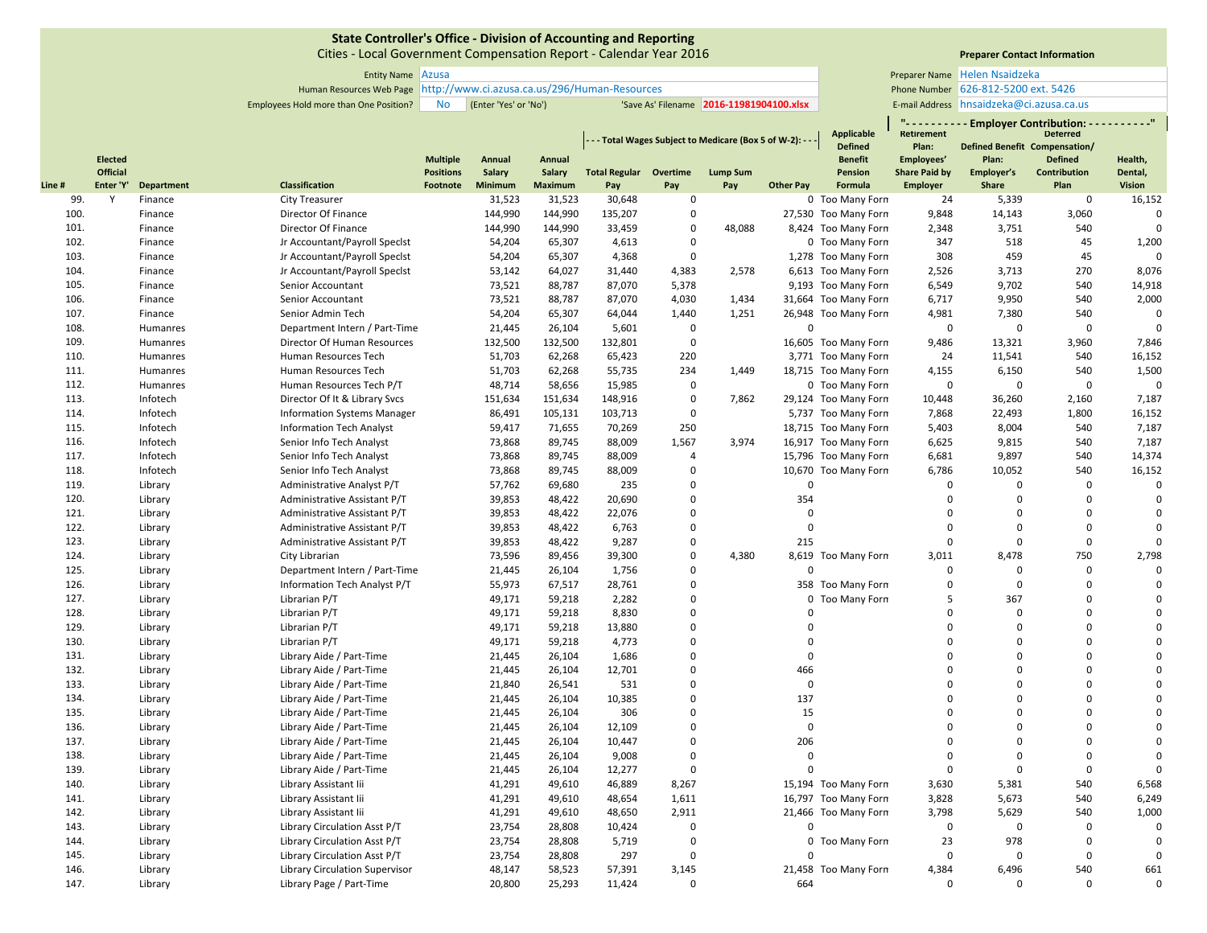**State Controller's Office - Division of Accounting and Reporting**
Cities - Local Government Compensation Report - Calendar Year 2016

Entity Name: Azusa
Human Resources Web Page: http://www.ci.azusa.ca.us/296/Human-Resources
Employees Hold more than One Position?: No (Enter 'Yes' or 'No')
'Save As' Filename: 2016-11981904100.xlsx

**Preparer Contact Information**
Preparer Name: Helen Nsaidzeka
Phone Number: 626-812-5200 ext. 5426
E-mail Address: hnsaidzeka@ci.azusa.ca.us

| Line # | Elected Official Enter 'Y' | Department | Classification | Multiple Positions Footnote | Annual Salary Minimum | Annual Salary Maximum | Total Regular Pay | Overtime Pay | Lump Sum Pay | Other Pay | Applicable Defined Benefit Pension Formula | Retirement Plan: Employees' Share Paid by Employer | Defined Benefit Plan: Employer's Share | Deferred Compensation/ Defined Contribution Plan | Health, Dental, Vision |
|---|---|---|---|---|---|---|---|---|---|---|---|---|---|---|---|
| | | | | | | | - - - Total Wages Subject to Medicare (Box 5 of W-2): - - - | | | | | - - - - - - - - - - Employer Contribution: - - - - - - - - - - | | | |
| 99. | Y | Finance | City Treasurer | | 31,523 | 31,523 | 30,648 | 0 | | 0 | Too Many Forn | 24 | 5,339 | 0 | 16,152 |
| 100. | | Finance | Director Of Finance | | 144,990 | 144,990 | 135,207 | 0 | | 27,530 | Too Many Forn | 9,848 | 14,143 | 3,060 | 0 |
| 101. | | Finance | Director Of Finance | | 144,990 | 144,990 | 33,459 | 0 | 48,088 | 8,424 | Too Many Forn | 2,348 | 3,751 | 540 | 0 |
| 102. | | Finance | Jr Accountant/Payroll Specist | | 54,204 | 65,307 | 4,613 | 0 | | 0 | Too Many Forn | 347 | 518 | 45 | 1,200 |
| 103. | | Finance | Jr Accountant/Payroll Specist | | 54,204 | 65,307 | 4,368 | 0 | | 1,278 | Too Many Forn | 308 | 459 | 45 | 0 |
| 104. | | Finance | Jr Accountant/Payroll Specist | | 53,142 | 64,027 | 31,440 | 4,383 | 2,578 | 6,613 | Too Many Forn | 2,526 | 3,713 | 270 | 8,076 |
| 105. | | Finance | Senior Accountant | | 73,521 | 88,787 | 87,070 | 5,378 | | 9,193 | Too Many Forn | 6,549 | 9,702 | 540 | 14,918 |
| 106. | | Finance | Senior Accountant | | 73,521 | 88,787 | 87,070 | 4,030 | 1,434 | 31,664 | Too Many Forn | 6,717 | 9,950 | 540 | 2,000 |
| 107. | | Finance | Senior Admin Tech | | 54,204 | 65,307 | 64,044 | 1,440 | 1,251 | 26,948 | Too Many Forn | 4,981 | 7,380 | 540 | 0 |
| 108. | | Humanres | Department Intern / Part-Time | | 21,445 | 26,104 | 5,601 | 0 | | 0 | | 0 | 0 | 0 | 0 |
| 109. | | Humanres | Director Of Human Resources | | 132,500 | 132,500 | 132,801 | 0 | | 16,605 | Too Many Forn | 9,486 | 13,321 | 3,960 | 7,846 |
| 110. | | Humanres | Human Resources Tech | | 51,703 | 62,268 | 65,423 | 220 | | 3,771 | Too Many Forn | 24 | 11,541 | 540 | 16,152 |
| 111. | | Humanres | Human Resources Tech | | 51,703 | 62,268 | 55,735 | 234 | 1,449 | 18,715 | Too Many Forn | 4,155 | 6,150 | 540 | 1,500 |
| 112. | | Humanres | Human Resources Tech P/T | | 48,714 | 58,656 | 15,985 | 0 | | 0 | Too Many Forn | 0 | 0 | 0 | 0 |
| 113. | | Infotech | Director Of It & Library Svcs | | 151,634 | 151,634 | 148,916 | 0 | 7,862 | 29,124 | Too Many Forn | 10,448 | 36,260 | 2,160 | 7,187 |
| 114. | | Infotech | Information Systems Manager | | 86,491 | 105,131 | 103,713 | 0 | | 5,737 | Too Many Forn | 7,868 | 22,493 | 1,800 | 16,152 |
| 115. | | Infotech | Information Tech Analyst | | 59,417 | 71,655 | 70,269 | 250 | | 18,715 | Too Many Forn | 5,403 | 8,004 | 540 | 7,187 |
| 116. | | Infotech | Senior Info Tech Analyst | | 73,868 | 89,745 | 88,009 | 1,567 | 3,974 | 16,917 | Too Many Forn | 6,625 | 9,815 | 540 | 7,187 |
| 117. | | Infotech | Senior Info Tech Analyst | | 73,868 | 89,745 | 88,009 | 4 | | 15,796 | Too Many Forn | 6,681 | 9,897 | 540 | 14,374 |
| 118. | | Infotech | Senior Info Tech Analyst | | 73,868 | 89,745 | 88,009 | 0 | | 10,670 | Too Many Forn | 6,786 | 10,052 | 540 | 16,152 |
| 119. | | Library | Administrative Analyst P/T | | 57,762 | 69,680 | 235 | 0 | | 0 | | 0 | 0 | 0 | 0 |
| 120. | | Library | Administrative Assistant P/T | | 39,853 | 48,422 | 20,690 | 0 | | 354 | | 0 | 0 | 0 | 0 |
| 121. | | Library | Administrative Assistant P/T | | 39,853 | 48,422 | 22,076 | 0 | | 0 | | 0 | 0 | 0 | 0 |
| 122. | | Library | Administrative Assistant P/T | | 39,853 | 48,422 | 6,763 | 0 | | 0 | | 0 | 0 | 0 | 0 |
| 123. | | Library | Administrative Assistant P/T | | 39,853 | 48,422 | 9,287 | 0 | | 215 | | 0 | 0 | 0 | 0 |
| 124. | | Library | City Librarian | | 73,596 | 89,456 | 39,300 | 0 | 4,380 | 8,619 | Too Many Forn | 3,011 | 8,478 | 750 | 2,798 |
| 125. | | Library | Department Intern / Part-Time | | 21,445 | 26,104 | 1,756 | 0 | | 0 | | 0 | 0 | 0 | 0 |
| 126. | | Library | Information Tech Analyst P/T | | 55,973 | 67,517 | 28,761 | 0 | | 358 | Too Many Forn | 0 | 0 | 0 | 0 |
| 127. | | Library | Librarian P/T | | 49,171 | 59,218 | 2,282 | 0 | | 0 | Too Many Forn | 5 | 367 | 0 | 0 |
| 128. | | Library | Librarian P/T | | 49,171 | 59,218 | 8,830 | 0 | | 0 | | 0 | 0 | 0 | 0 |
| 129. | | Library | Librarian P/T | | 49,171 | 59,218 | 13,880 | 0 | | 0 | | 0 | 0 | 0 | 0 |
| 130. | | Library | Librarian P/T | | 49,171 | 59,218 | 4,773 | 0 | | 0 | | 0 | 0 | 0 | 0 |
| 131. | | Library | Library Aide / Part-Time | | 21,445 | 26,104 | 1,686 | 0 | | 0 | | 0 | 0 | 0 | 0 |
| 132. | | Library | Library Aide / Part-Time | | 21,445 | 26,104 | 12,701 | 0 | | 466 | | 0 | 0 | 0 | 0 |
| 133. | | Library | Library Aide / Part-Time | | 21,840 | 26,541 | 531 | 0 | | 0 | | 0 | 0 | 0 | 0 |
| 134. | | Library | Library Aide / Part-Time | | 21,445 | 26,104 | 10,385 | 0 | | 137 | | 0 | 0 | 0 | 0 |
| 135. | | Library | Library Aide / Part-Time | | 21,445 | 26,104 | 306 | 0 | | 15 | | 0 | 0 | 0 | 0 |
| 136. | | Library | Library Aide / Part-Time | | 21,445 | 26,104 | 12,109 | 0 | | 0 | | 0 | 0 | 0 | 0 |
| 137. | | Library | Library Aide / Part-Time | | 21,445 | 26,104 | 10,447 | 0 | | 206 | | 0 | 0 | 0 | 0 |
| 138. | | Library | Library Aide / Part-Time | | 21,445 | 26,104 | 9,008 | 0 | | 0 | | 0 | 0 | 0 | 0 |
| 139. | | Library | Library Aide / Part-Time | | 21,445 | 26,104 | 12,277 | 0 | | 0 | | 0 | 0 | 0 | 0 |
| 140. | | Library | Library Assistant Iii | | 41,291 | 49,610 | 46,889 | 8,267 | | 15,194 | Too Many Forn | 3,630 | 5,381 | 540 | 6,568 |
| 141. | | Library | Library Assistant Iii | | 41,291 | 49,610 | 48,654 | 1,611 | | 16,797 | Too Many Forn | 3,828 | 5,673 | 540 | 6,249 |
| 142. | | Library | Library Assistant Iii | | 41,291 | 49,610 | 48,650 | 2,911 | | 21,466 | Too Many Forn | 3,798 | 5,629 | 540 | 1,000 |
| 143. | | Library | Library Circulation Asst P/T | | 23,754 | 28,808 | 10,424 | 0 | | 0 | | 0 | 0 | 0 | 0 |
| 144. | | Library | Library Circulation Asst P/T | | 23,754 | 28,808 | 5,719 | 0 | | 0 | Too Many Forn | 23 | 978 | 0 | 0 |
| 145. | | Library | Library Circulation Asst P/T | | 23,754 | 28,808 | 297 | 0 | | 0 | | 0 | 0 | 0 | 0 |
| 146. | | Library | Library Circulation Supervisor | | 48,147 | 58,523 | 57,391 | 3,145 | | 21,458 | Too Many Forn | 4,384 | 6,496 | 540 | 661 |
| 147. | | Library | Library Page / Part-Time | | 20,800 | 25,293 | 11,424 | 0 | | 664 | | 0 | 0 | 0 | 0 |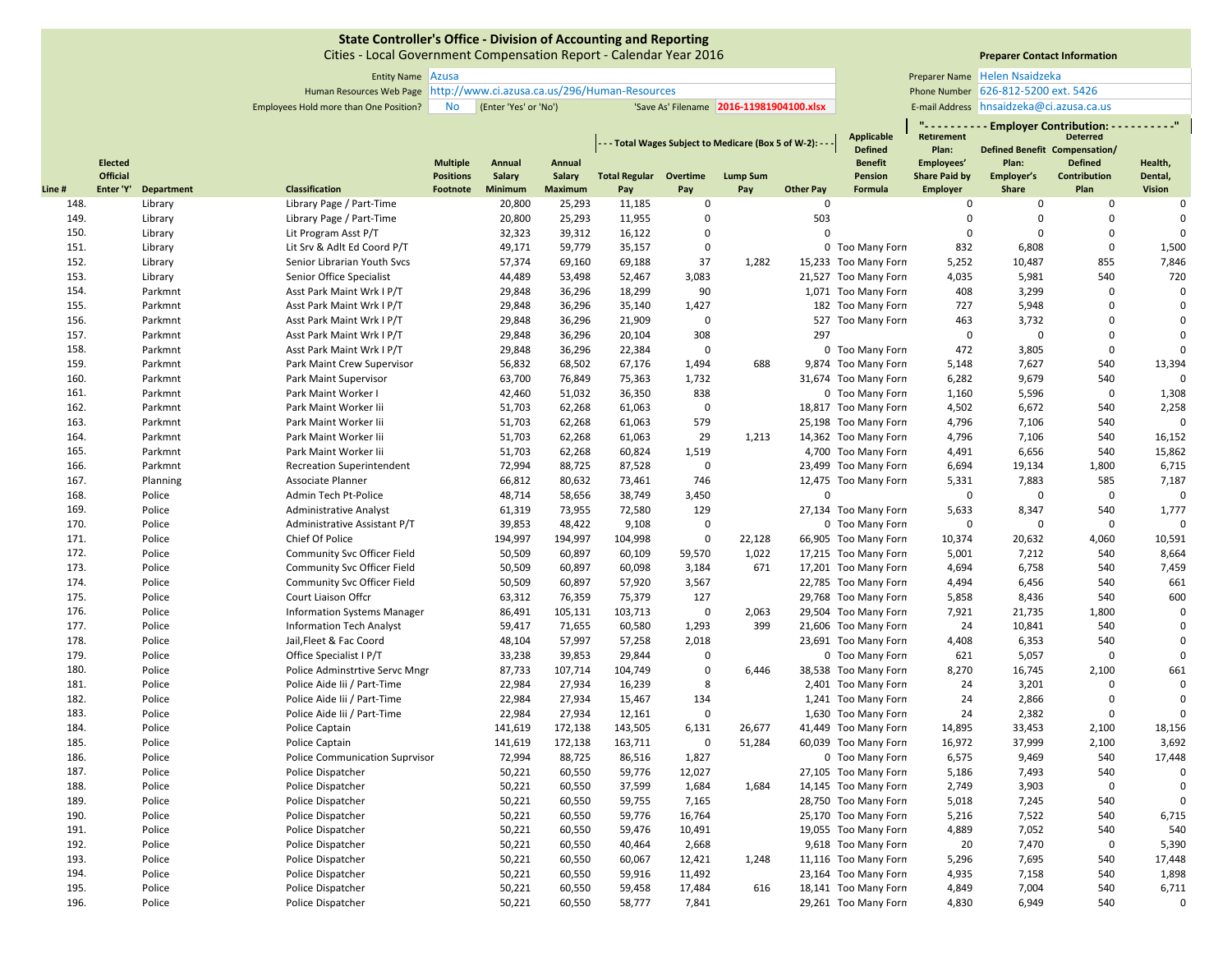**State Controller's Office - Division of Accounting and Reporting**
Cities - Local Government Compensation Report - Calendar Year 2016

Entity Name: Azusa
Human Resources Web Page: http://www.ci.azusa.ca.us/296/Human-Resources
Employees Hold more than One Position? No (Enter 'Yes' or 'No')
'Save As' Filename: 2016-11981904100.xlsx

**Preparer Contact Information**
Preparer Name: Helen Nsaidzeka
Phone Number: 626-812-5200 ext. 5426
E-mail Address: hnsaidzeka@ci.azusa.ca.us

| Line # | Elected Official Enter 'Y' | Department | Classification | Multiple Positions Footnote | Annual Salary Minimum | Annual Salary Maximum | Total Wages Subject to Medicare (Box 5 of W-2): Total Regular Pay | Overtime Pay | Lump Sum Pay | Other Pay | Applicable Defined Benefit Pension Formula | Employer Contribution: Retirement Plan: Employees' Share Paid by Employer | Defined Benefit Plan: Employer's Share | Deferred Compensation/ Defined Contribution Plan | Health, Dental, Vision |
|---|---|---|---|---|---|---|---|---|---|---|---|---|---|---|---|
| 148. | | Library | Library Page / Part-Time | | 20,800 | 25,293 | 11,185 | 0 | | 0 | | 0 | 0 | 0 | 0 |
| 149. | | Library | Library Page / Part-Time | | 20,800 | 25,293 | 11,955 | 0 | | 503 | | 0 | 0 | 0 | 0 |
| 150. | | Library | Lit Program Asst P/T | | 32,323 | 39,312 | 16,122 | 0 | | 0 | | 0 | 0 | 0 | 0 |
| 151. | | Library | Lit Srv & Adlt Ed Coord P/T | | 49,171 | 59,779 | 35,157 | 0 | | 0 | Too Many Forn | 832 | 6,808 | 0 | 1,500 |
| 152. | | Library | Senior Librarian Youth Svcs | | 57,374 | 69,160 | 69,188 | 37 | 1,282 | 15,233 | Too Many Forn | 5,252 | 10,487 | 855 | 7,846 |
| 153. | | Library | Senior Office Specialist | | 44,489 | 53,498 | 52,467 | 3,083 | | 21,527 | Too Many Forn | 4,035 | 5,981 | 540 | 720 |
| 154. | | Parkmnt | Asst Park Maint Wrk I P/T | | 29,848 | 36,296 | 18,299 | 90 | | 1,071 | Too Many Forn | 408 | 3,299 | 0 | 0 |
| 155. | | Parkmnt | Asst Park Maint Wrk I P/T | | 29,848 | 36,296 | 35,140 | 1,427 | | 182 | Too Many Forn | 727 | 5,948 | 0 | 0 |
| 156. | | Parkmnt | Asst Park Maint Wrk I P/T | | 29,848 | 36,296 | 21,909 | 0 | | 527 | Too Many Forn | 463 | 3,732 | 0 | 0 |
| 157. | | Parkmnt | Asst Park Maint Wrk I P/T | | 29,848 | 36,296 | 20,104 | 308 | | 297 | | 0 | 0 | 0 | 0 |
| 158. | | Parkmnt | Asst Park Maint Wrk I P/T | | 29,848 | 36,296 | 22,384 | 0 | | 0 | Too Many Forn | 472 | 3,805 | 0 | 0 |
| 159. | | Parkmnt | Park Maint Crew Supervisor | | 56,832 | 68,502 | 67,176 | 1,494 | 688 | 9,874 | Too Many Forn | 5,148 | 7,627 | 540 | 13,394 |
| 160. | | Parkmnt | Park Maint Supervisor | | 63,700 | 76,849 | 75,363 | 1,732 | | 31,674 | Too Many Forn | 6,282 | 9,679 | 540 | 0 |
| 161. | | Parkmnt | Park Maint Worker I | | 42,460 | 51,032 | 36,350 | 838 | | 0 | Too Many Forn | 1,160 | 5,596 | 0 | 1,308 |
| 162. | | Parkmnt | Park Maint Worker Iii | | 51,703 | 62,268 | 61,063 | 0 | | 18,817 | Too Many Forn | 4,502 | 6,672 | 540 | 2,258 |
| 163. | | Parkmnt | Park Maint Worker Iii | | 51,703 | 62,268 | 61,063 | 579 | | 25,198 | Too Many Forn | 4,796 | 7,106 | 540 | 0 |
| 164. | | Parkmnt | Park Maint Worker Iii | | 51,703 | 62,268 | 61,063 | 29 | 1,213 | 14,362 | Too Many Forn | 4,796 | 7,106 | 540 | 16,152 |
| 165. | | Parkmnt | Park Maint Worker Iii | | 51,703 | 62,268 | 60,824 | 1,519 | | 4,700 | Too Many Forn | 4,491 | 6,656 | 540 | 15,862 |
| 166. | | Parkmnt | Recreation Superintendent | | 72,994 | 88,725 | 87,528 | 0 | | 23,499 | Too Many Forn | 6,694 | 19,134 | 1,800 | 6,715 |
| 167. | | Planning | Associate Planner | | 66,812 | 80,632 | 73,461 | 746 | | 12,475 | Too Many Forn | 5,331 | 7,883 | 585 | 7,187 |
| 168. | | Police | Admin Tech Pt-Police | | 48,714 | 58,656 | 38,749 | 3,450 | | 0 | | 0 | 0 | 0 | 0 |
| 169. | | Police | Administrative Analyst | | 61,319 | 73,955 | 72,580 | 129 | | 27,134 | Too Many Forn | 5,633 | 8,347 | 540 | 1,777 |
| 170. | | Police | Administrative Assistant P/T | | 39,853 | 48,422 | 9,108 | 0 | | 0 | Too Many Forn | 0 | 0 | 0 | 0 |
| 171. | | Police | Chief Of Police | | 194,997 | 194,997 | 104,998 | 0 | 22,128 | 66,905 | Too Many Forn | 10,374 | 20,632 | 4,060 | 10,591 |
| 172. | | Police | Community Svc Officer Field | | 50,509 | 60,897 | 60,109 | 59,570 | 1,022 | 17,215 | Too Many Forn | 5,001 | 7,212 | 540 | 8,664 |
| 173. | | Police | Community Svc Officer Field | | 50,509 | 60,897 | 60,098 | 3,184 | 671 | 17,201 | Too Many Forn | 4,694 | 6,758 | 540 | 7,459 |
| 174. | | Police | Community Svc Officer Field | | 50,509 | 60,897 | 57,920 | 3,567 | | 22,785 | Too Many Forn | 4,494 | 6,456 | 540 | 661 |
| 175. | | Police | Court Liaison Offcr | | 63,312 | 76,359 | 75,379 | 127 | | 29,768 | Too Many Forn | 5,858 | 8,436 | 540 | 600 |
| 176. | | Police | Information Systems Manager | | 86,491 | 105,131 | 103,713 | 0 | 2,063 | 29,504 | Too Many Forn | 7,921 | 21,735 | 1,800 | 0 |
| 177. | | Police | Information Tech Analyst | | 59,417 | 71,655 | 60,580 | 1,293 | 399 | 21,606 | Too Many Forn | 24 | 10,841 | 540 | 0 |
| 178. | | Police | Jail,Fleet & Fac Coord | | 48,104 | 57,997 | 57,258 | 2,018 | | 23,691 | Too Many Forn | 4,408 | 6,353 | 540 | 0 |
| 179. | | Police | Office Specialist I P/T | | 33,238 | 39,853 | 29,844 | 0 | | 0 | Too Many Forn | 621 | 5,057 | 0 | 0 |
| 180. | | Police | Police Adminstrtive Servc Mngr | | 87,733 | 107,714 | 104,749 | 0 | 6,446 | 38,538 | Too Many Forn | 8,270 | 16,745 | 2,100 | 661 |
| 181. | | Police | Police Aide Iii / Part-Time | | 22,984 | 27,934 | 16,239 | 8 | | 2,401 | Too Many Forn | 24 | 3,201 | 0 | 0 |
| 182. | | Police | Police Aide Iii / Part-Time | | 22,984 | 27,934 | 15,467 | 134 | | 1,241 | Too Many Forn | 24 | 2,866 | 0 | 0 |
| 183. | | Police | Police Aide Iii / Part-Time | | 22,984 | 27,934 | 12,161 | 0 | | 1,630 | Too Many Forn | 24 | 2,382 | 0 | 0 |
| 184. | | Police | Police Captain | | 141,619 | 172,138 | 143,505 | 6,131 | 26,677 | 41,449 | Too Many Forn | 14,895 | 33,453 | 2,100 | 18,156 |
| 185. | | Police | Police Captain | | 141,619 | 172,138 | 163,711 | 0 | 51,284 | 60,039 | Too Many Forn | 16,972 | 37,999 | 2,100 | 3,692 |
| 186. | | Police | Police Communication Suprvisor | | 72,994 | 88,725 | 86,516 | 1,827 | | 0 | Too Many Forn | 6,575 | 9,469 | 540 | 17,448 |
| 187. | | Police | Police Dispatcher | | 50,221 | 60,550 | 59,776 | 12,027 | | 27,105 | Too Many Forn | 5,186 | 7,493 | 540 | 0 |
| 188. | | Police | Police Dispatcher | | 50,221 | 60,550 | 37,599 | 1,684 | 1,684 | 14,145 | Too Many Forn | 2,749 | 3,903 | 0 | 0 |
| 189. | | Police | Police Dispatcher | | 50,221 | 60,550 | 59,755 | 7,165 | | 28,750 | Too Many Forn | 5,018 | 7,245 | 540 | 0 |
| 190. | | Police | Police Dispatcher | | 50,221 | 60,550 | 59,776 | 16,764 | | 25,170 | Too Many Forn | 5,216 | 7,522 | 540 | 6,715 |
| 191. | | Police | Police Dispatcher | | 50,221 | 60,550 | 59,476 | 10,491 | | 19,055 | Too Many Forn | 4,889 | 7,052 | 540 | 540 |
| 192. | | Police | Police Dispatcher | | 50,221 | 60,550 | 40,464 | 2,668 | | 9,618 | Too Many Forn | 20 | 7,470 | 0 | 5,390 |
| 193. | | Police | Police Dispatcher | | 50,221 | 60,550 | 60,067 | 12,421 | 1,248 | 11,116 | Too Many Forn | 5,296 | 7,695 | 540 | 17,448 |
| 194. | | Police | Police Dispatcher | | 50,221 | 60,550 | 59,916 | 11,492 | | 23,164 | Too Many Forn | 4,935 | 7,158 | 540 | 1,898 |
| 195. | | Police | Police Dispatcher | | 50,221 | 60,550 | 59,458 | 17,484 | 616 | 18,141 | Too Many Forn | 4,849 | 7,004 | 540 | 6,711 |
| 196. | | Police | Police Dispatcher | | 50,221 | 60,550 | 58,777 | 7,841 | | 29,261 | Too Many Forn | 4,830 | 6,949 | 540 | 0 |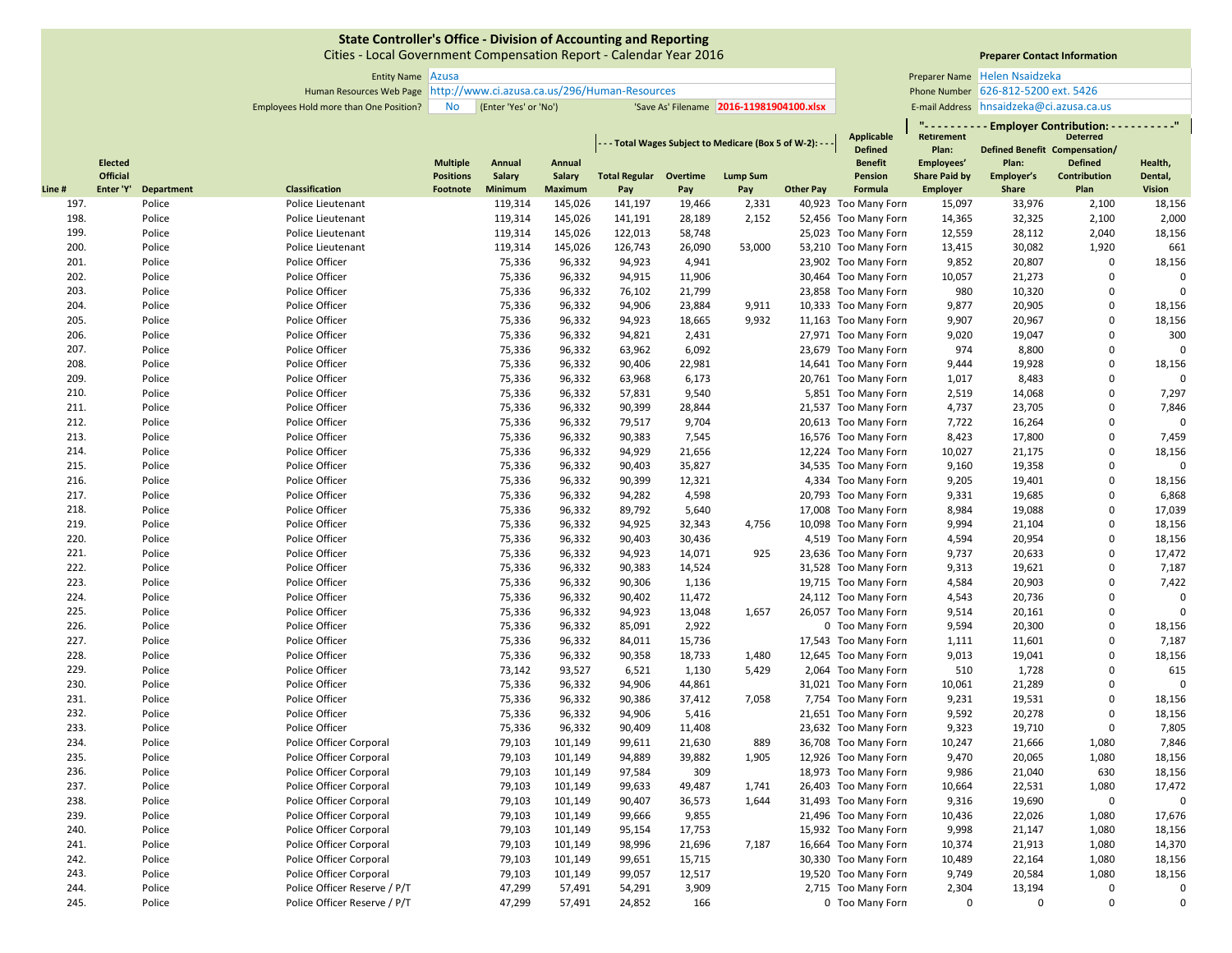# State Controller's Office - Division of Accounting and Reporting

Cities - Local Government Compensation Report - Calendar Year 2016

| | |
|---|---|
| Entity Name | Azusa |
| Human Resources Web Page | http://www.ci.azusa.ca.us/296/Human-Resources |
| Employees Hold more than One Position? | No (Enter 'Yes' or 'No') |
| 'Save As' Filename | 2016-11981904100.xlsx |

**Preparer Contact Information**

| | |
|---|---|
| Preparer Name | Helen Nsaidzeka |
| Phone Number | 626-812-5200 ext. 5426 |
| E-mail Address | hnsaidzeka@ci.azusa.ca.us |

| | | | | | | | --- Total Wages Subject to Medicare (Box 5 of W-2): --- | | | | | "---------- Employer Contribution: ----------" | | | |
|---|---|---|---|---|---|---|---|---|---|---|---|---|---|---|---|
| Line # | Elected Official Enter 'Y' | Department | Classification | Multiple Positions Footnote | Annual Salary Minimum | Annual Salary Maximum | Total Regular Pay | Overtime Pay | Lump Sum Pay | Other Pay | Applicable Defined Benefit Pension Formula | Retirement Plan: Employees' Share Paid by Employer | Defined Benefit Plan: Employer's Share | Deferred Compensation/ Defined Contribution Plan | Health, Dental, Vision |
| 197. | | Police | Police Lieutenant | | 119,314 | 145,026 | 141,197 | 19,466 | 2,331 | 40,923 | Too Many Forn | 15,097 | 33,976 | 2,100 | 18,156 |
| 198. | | Police | Police Lieutenant | | 119,314 | 145,026 | 141,191 | 28,189 | 2,152 | 52,456 | Too Many Forn | 14,365 | 32,325 | 2,100 | 2,000 |
| 199. | | Police | Police Lieutenant | | 119,314 | 145,026 | 122,013 | 58,748 | | 25,023 | Too Many Forn | 12,559 | 28,112 | 2,040 | 18,156 |
| 200. | | Police | Police Lieutenant | | 119,314 | 145,026 | 126,743 | 26,090 | 53,000 | 53,210 | Too Many Forn | 13,415 | 30,082 | 1,920 | 661 |
| 201. | | Police | Police Officer | | 75,336 | 96,332 | 94,923 | 4,941 | | 23,902 | Too Many Forn | 9,852 | 20,807 | 0 | 18,156 |
| 202. | | Police | Police Officer | | 75,336 | 96,332 | 94,915 | 11,906 | | 30,464 | Too Many Forn | 10,057 | 21,273 | 0 | 0 |
| 203. | | Police | Police Officer | | 75,336 | 96,332 | 76,102 | 21,799 | | 23,858 | Too Many Forn | 980 | 10,320 | 0 | 0 |
| 204. | | Police | Police Officer | | 75,336 | 96,332 | 94,906 | 23,884 | 9,911 | 10,333 | Too Many Forn | 9,877 | 20,905 | 0 | 18,156 |
| 205. | | Police | Police Officer | | 75,336 | 96,332 | 94,923 | 18,665 | 9,932 | 11,163 | Too Many Forn | 9,907 | 20,967 | 0 | 18,156 |
| 206. | | Police | Police Officer | | 75,336 | 96,332 | 94,821 | 2,431 | | 27,971 | Too Many Forn | 9,020 | 19,047 | 0 | 300 |
| 207. | | Police | Police Officer | | 75,336 | 96,332 | 63,962 | 6,092 | | 23,679 | Too Many Forn | 974 | 8,800 | 0 | 0 |
| 208. | | Police | Police Officer | | 75,336 | 96,332 | 90,406 | 22,981 | | 14,641 | Too Many Forn | 9,444 | 19,928 | 0 | 18,156 |
| 209. | | Police | Police Officer | | 75,336 | 96,332 | 63,968 | 6,173 | | 20,761 | Too Many Forn | 1,017 | 8,483 | 0 | 0 |
| 210. | | Police | Police Officer | | 75,336 | 96,332 | 57,831 | 9,540 | | 5,851 | Too Many Forn | 2,519 | 14,068 | 0 | 7,297 |
| 211. | | Police | Police Officer | | 75,336 | 96,332 | 90,399 | 28,844 | | 21,537 | Too Many Forn | 4,737 | 23,705 | 0 | 7,846 |
| 212. | | Police | Police Officer | | 75,336 | 96,332 | 79,517 | 9,704 | | 20,613 | Too Many Forn | 7,722 | 16,264 | 0 | 0 |
| 213. | | Police | Police Officer | | 75,336 | 96,332 | 90,383 | 7,545 | | 16,576 | Too Many Forn | 8,423 | 17,800 | 0 | 7,459 |
| 214. | | Police | Police Officer | | 75,336 | 96,332 | 94,929 | 21,656 | | 12,224 | Too Many Forn | 10,027 | 21,175 | 0 | 18,156 |
| 215. | | Police | Police Officer | | 75,336 | 96,332 | 90,403 | 35,827 | | 34,535 | Too Many Forn | 9,160 | 19,358 | 0 | 0 |
| 216. | | Police | Police Officer | | 75,336 | 96,332 | 90,399 | 12,321 | | 4,334 | Too Many Forn | 9,205 | 19,401 | 0 | 18,156 |
| 217. | | Police | Police Officer | | 75,336 | 96,332 | 94,282 | 4,598 | | 20,793 | Too Many Forn | 9,331 | 19,685 | 0 | 6,868 |
| 218. | | Police | Police Officer | | 75,336 | 96,332 | 89,792 | 5,640 | | 17,008 | Too Many Forn | 8,984 | 19,088 | 0 | 17,039 |
| 219. | | Police | Police Officer | | 75,336 | 96,332 | 94,925 | 32,343 | 4,756 | 10,098 | Too Many Forn | 9,994 | 21,104 | 0 | 18,156 |
| 220. | | Police | Police Officer | | 75,336 | 96,332 | 90,403 | 30,436 | | 4,519 | Too Many Forn | 4,594 | 20,954 | 0 | 18,156 |
| 221. | | Police | Police Officer | | 75,336 | 96,332 | 94,923 | 14,071 | 925 | 23,636 | Too Many Forn | 9,737 | 20,633 | 0 | 17,472 |
| 222. | | Police | Police Officer | | 75,336 | 96,332 | 90,383 | 14,524 | | 31,528 | Too Many Forn | 9,313 | 19,621 | 0 | 7,187 |
| 223. | | Police | Police Officer | | 75,336 | 96,332 | 90,306 | 1,136 | | 19,715 | Too Many Forn | 4,584 | 20,903 | 0 | 7,422 |
| 224. | | Police | Police Officer | | 75,336 | 96,332 | 90,402 | 11,472 | | 24,112 | Too Many Forn | 4,543 | 20,736 | 0 | 0 |
| 225. | | Police | Police Officer | | 75,336 | 96,332 | 94,923 | 13,048 | 1,657 | 26,057 | Too Many Forn | 9,514 | 20,161 | 0 | 0 |
| 226. | | Police | Police Officer | | 75,336 | 96,332 | 85,091 | 2,922 | | 0 | Too Many Forn | 9,594 | 20,300 | 0 | 18,156 |
| 227. | | Police | Police Officer | | 75,336 | 96,332 | 84,011 | 15,736 | | 17,543 | Too Many Forn | 1,111 | 11,601 | 0 | 7,187 |
| 228. | | Police | Police Officer | | 75,336 | 96,332 | 90,358 | 18,733 | 1,480 | 12,645 | Too Many Forn | 9,013 | 19,041 | 0 | 18,156 |
| 229. | | Police | Police Officer | | 73,142 | 93,527 | 6,521 | 1,130 | 5,429 | 2,064 | Too Many Forn | 510 | 1,728 | 0 | 615 |
| 230. | | Police | Police Officer | | 75,336 | 96,332 | 94,906 | 44,861 | | 31,021 | Too Many Forn | 10,061 | 21,289 | 0 | 0 |
| 231. | | Police | Police Officer | | 75,336 | 96,332 | 90,386 | 37,412 | 7,058 | 7,754 | Too Many Forn | 9,231 | 19,531 | 0 | 18,156 |
| 232. | | Police | Police Officer | | 75,336 | 96,332 | 94,906 | 5,416 | | 21,651 | Too Many Forn | 9,592 | 20,278 | 0 | 18,156 |
| 233. | | Police | Police Officer | | 75,336 | 96,332 | 90,409 | 11,408 | | 23,632 | Too Many Forn | 9,323 | 19,710 | 0 | 7,805 |
| 234. | | Police | Police Officer Corporal | | 79,103 | 101,149 | 99,611 | 21,630 | 889 | 36,708 | Too Many Forn | 10,247 | 21,666 | 1,080 | 7,846 |
| 235. | | Police | Police Officer Corporal | | 79,103 | 101,149 | 94,889 | 39,882 | 1,905 | 12,926 | Too Many Forn | 9,470 | 20,065 | 1,080 | 18,156 |
| 236. | | Police | Police Officer Corporal | | 79,103 | 101,149 | 97,584 | 309 | | 18,973 | Too Many Forn | 9,986 | 21,040 | 630 | 18,156 |
| 237. | | Police | Police Officer Corporal | | 79,103 | 101,149 | 99,633 | 49,487 | 1,741 | 26,403 | Too Many Forn | 10,664 | 22,531 | 1,080 | 17,472 |
| 238. | | Police | Police Officer Corporal | | 79,103 | 101,149 | 90,407 | 36,573 | 1,644 | 31,493 | Too Many Forn | 9,316 | 19,690 | 0 | 0 |
| 239. | | Police | Police Officer Corporal | | 79,103 | 101,149 | 99,666 | 9,855 | | 21,496 | Too Many Forn | 10,436 | 22,026 | 1,080 | 17,676 |
| 240. | | Police | Police Officer Corporal | | 79,103 | 101,149 | 95,154 | 17,753 | | 15,932 | Too Many Forn | 9,998 | 21,147 | 1,080 | 18,156 |
| 241. | | Police | Police Officer Corporal | | 79,103 | 101,149 | 98,996 | 21,696 | 7,187 | 16,664 | Too Many Forn | 10,374 | 21,913 | 1,080 | 14,370 |
| 242. | | Police | Police Officer Corporal | | 79,103 | 101,149 | 99,651 | 15,715 | | 30,330 | Too Many Forn | 10,489 | 22,164 | 1,080 | 18,156 |
| 243. | | Police | Police Officer Corporal | | 79,103 | 101,149 | 99,057 | 12,517 | | 19,520 | Too Many Forn | 9,749 | 20,584 | 1,080 | 18,156 |
| 244. | | Police | Police Officer Reserve / P/T | | 47,299 | 57,491 | 54,291 | 3,909 | | 2,715 | Too Many Forn | 2,304 | 13,194 | 0 | 0 |
| 245. | | Police | Police Officer Reserve / P/T | | 47,299 | 57,491 | 24,852 | 166 | | 0 | Too Many Forn | 0 | 0 | 0 | 0 |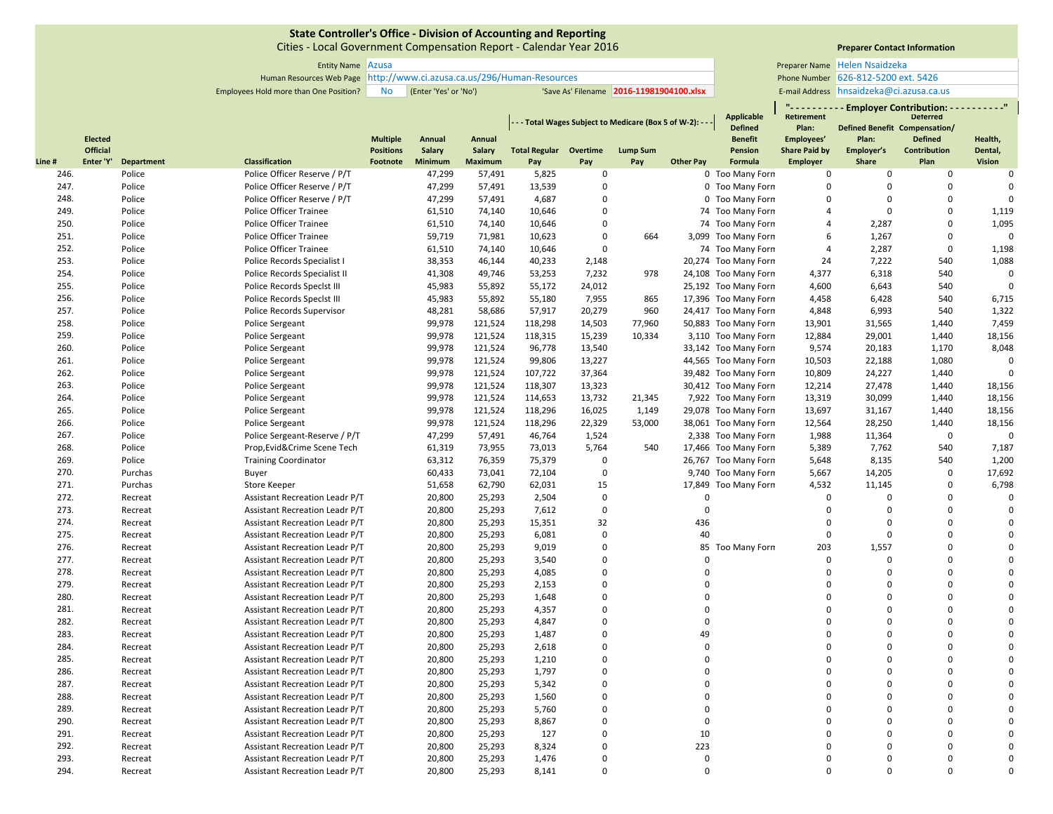# State Controller's Office - Division of Accounting and Reporting

Cities - Local Government Compensation Report - Calendar Year 2016

| | |
|---|---|
| Entity Name | Azusa |
| Human Resources Web Page | http://www.ci.azusa.ca.us/296/Human-Resources |
| Employees Hold more than One Position? | No (Enter 'Yes' or 'No') |
| 'Save As' Filename | 2016-11981904100.xlsx |

**Preparer Contact Information**

| | |
|---|---|
| Preparer Name | Helen Nsaidzeka |
| Phone Number | 626-812-5200 ext. 5426 |
| E-mail Address | hnsaidzeka@ci.azusa.ca.us |

| Line # | Elected Official Enter 'Y' | Department | Classification | Multiple Positions Footnote | Annual Salary Minimum | Annual Salary Maximum | Total Wages Subject to Medicare (Box 5 of W-2): Total Regular Pay | Overtime Pay | Lump Sum Pay | Other Pay | Applicable Defined Benefit Pension Formula | Employer Contribution: Retirement Plan: Employees' Share Paid by Employer | Defined Benefit Plan: Employer's Share | Deferred Compensation/ Defined Contribution Plan | Health, Dental, Vision |
|---|---|---|---|---|---|---|---|---|---|---|---|---|---|---|---|
| 246. | | Police | Police Officer Reserve / P/T | | 47,299 | 57,491 | 5,825 | 0 | | 0 | Too Many Forn | 0 | 0 | 0 | 0 |
| 247. | | Police | Police Officer Reserve / P/T | | 47,299 | 57,491 | 13,539 | 0 | | 0 | Too Many Forn | 0 | 0 | 0 | 0 |
| 248. | | Police | Police Officer Reserve / P/T | | 47,299 | 57,491 | 4,687 | 0 | | 0 | Too Many Forn | 0 | 0 | 0 | 0 |
| 249. | | Police | Police Officer Trainee | | 61,510 | 74,140 | 10,646 | 0 | | 74 | Too Many Forn | 4 | 0 | 0 | 1,119 |
| 250. | | Police | Police Officer Trainee | | 61,510 | 74,140 | 10,646 | 0 | | 74 | Too Many Forn | 4 | 2,287 | 0 | 1,095 |
| 251. | | Police | Police Officer Trainee | | 59,719 | 71,981 | 10,623 | 0 | 664 | 3,099 | Too Many Forn | 6 | 1,267 | 0 | 0 |
| 252. | | Police | Police Officer Trainee | | 61,510 | 74,140 | 10,646 | 0 | | 74 | Too Many Forn | 4 | 2,287 | 0 | 1,198 |
| 253. | | Police | Police Records Specialist I | | 38,353 | 46,144 | 40,233 | 2,148 | | 20,274 | Too Many Forn | 24 | 7,222 | 540 | 1,088 |
| 254. | | Police | Police Records Specialist II | | 41,308 | 49,746 | 53,253 | 7,232 | 978 | 24,108 | Too Many Forn | 4,377 | 6,318 | 540 | 0 |
| 255. | | Police | Police Records Speclst III | | 45,983 | 55,892 | 55,172 | 24,012 | | 25,192 | Too Many Forn | 4,600 | 6,643 | 540 | 0 |
| 256. | | Police | Police Records Speclst III | | 45,983 | 55,892 | 55,180 | 7,955 | 865 | 17,396 | Too Many Forn | 4,458 | 6,428 | 540 | 6,715 |
| 257. | | Police | Police Records Supervisor | | 48,281 | 58,686 | 57,917 | 20,279 | 960 | 24,417 | Too Many Forn | 4,848 | 6,993 | 540 | 1,322 |
| 258. | | Police | Police Sergeant | | 99,978 | 121,524 | 118,298 | 14,503 | 77,960 | 50,883 | Too Many Forn | 13,901 | 31,565 | 1,440 | 7,459 |
| 259. | | Police | Police Sergeant | | 99,978 | 121,524 | 118,315 | 15,239 | 10,334 | 3,110 | Too Many Forn | 12,884 | 29,001 | 1,440 | 18,156 |
| 260. | | Police | Police Sergeant | | 99,978 | 121,524 | 96,778 | 13,540 | | 33,142 | Too Many Forn | 9,574 | 20,183 | 1,170 | 8,048 |
| 261. | | Police | Police Sergeant | | 99,978 | 121,524 | 99,806 | 13,227 | | 44,565 | Too Many Forn | 10,503 | 22,188 | 1,080 | 0 |
| 262. | | Police | Police Sergeant | | 99,978 | 121,524 | 107,722 | 37,364 | | 39,482 | Too Many Forn | 10,809 | 24,227 | 1,440 | 0 |
| 263. | | Police | Police Sergeant | | 99,978 | 121,524 | 118,307 | 13,323 | | 30,412 | Too Many Forn | 12,214 | 27,478 | 1,440 | 18,156 |
| 264. | | Police | Police Sergeant | | 99,978 | 121,524 | 114,653 | 13,732 | 21,345 | 7,922 | Too Many Forn | 13,319 | 30,099 | 1,440 | 18,156 |
| 265. | | Police | Police Sergeant | | 99,978 | 121,524 | 118,296 | 16,025 | 1,149 | 29,078 | Too Many Forn | 13,697 | 31,167 | 1,440 | 18,156 |
| 266. | | Police | Police Sergeant | | 99,978 | 121,524 | 118,296 | 22,329 | 53,000 | 38,061 | Too Many Forn | 12,564 | 28,250 | 1,440 | 18,156 |
| 267. | | Police | Police Sergeant-Reserve / P/T | | 47,299 | 57,491 | 46,764 | 1,524 | | 2,338 | Too Many Forn | 1,988 | 11,364 | 0 | 0 |
| 268. | | Police | Prop,Evid&Crime Scene Tech | | 61,319 | 73,955 | 73,013 | 5,764 | 540 | 17,466 | Too Many Forn | 5,389 | 7,762 | 540 | 7,187 |
| 269. | | Police | Training Coordinator | | 63,312 | 76,359 | 75,379 | 0 | | 26,767 | Too Many Forn | 5,648 | 8,135 | 540 | 1,200 |
| 270. | | Purchas | Buyer | | 60,433 | 73,041 | 72,104 | 0 | | 9,740 | Too Many Forn | 5,667 | 14,205 | 0 | 17,692 |
| 271. | | Purchas | Store Keeper | | 51,658 | 62,790 | 62,031 | 15 | | 17,849 | Too Many Forn | 4,532 | 11,145 | 0 | 6,798 |
| 272. | | Recreat | Assistant Recreation Leadr P/T | | 20,800 | 25,293 | 2,504 | 0 | | 0 | | 0 | 0 | 0 | 0 |
| 273. | | Recreat | Assistant Recreation Leadr P/T | | 20,800 | 25,293 | 7,612 | 0 | | 0 | | 0 | 0 | 0 | 0 |
| 274. | | Recreat | Assistant Recreation Leadr P/T | | 20,800 | 25,293 | 15,351 | 32 | | 436 | | 0 | 0 | 0 | 0 |
| 275. | | Recreat | Assistant Recreation Leadr P/T | | 20,800 | 25,293 | 6,081 | 0 | | 40 | | 0 | 0 | 0 | 0 |
| 276. | | Recreat | Assistant Recreation Leadr P/T | | 20,800 | 25,293 | 9,019 | 0 | | 85 | Too Many Forn | 203 | 1,557 | 0 | 0 |
| 277. | | Recreat | Assistant Recreation Leadr P/T | | 20,800 | 25,293 | 3,540 | 0 | | 0 | | 0 | 0 | 0 | 0 |
| 278. | | Recreat | Assistant Recreation Leadr P/T | | 20,800 | 25,293 | 4,085 | 0 | | 0 | | 0 | 0 | 0 | 0 |
| 279. | | Recreat | Assistant Recreation Leadr P/T | | 20,800 | 25,293 | 2,153 | 0 | | 0 | | 0 | 0 | 0 | 0 |
| 280. | | Recreat | Assistant Recreation Leadr P/T | | 20,800 | 25,293 | 1,648 | 0 | | 0 | | 0 | 0 | 0 | 0 |
| 281. | | Recreat | Assistant Recreation Leadr P/T | | 20,800 | 25,293 | 4,357 | 0 | | 0 | | 0 | 0 | 0 | 0 |
| 282. | | Recreat | Assistant Recreation Leadr P/T | | 20,800 | 25,293 | 4,847 | 0 | | 0 | | 0 | 0 | 0 | 0 |
| 283. | | Recreat | Assistant Recreation Leadr P/T | | 20,800 | 25,293 | 1,487 | 0 | | 49 | | 0 | 0 | 0 | 0 |
| 284. | | Recreat | Assistant Recreation Leadr P/T | | 20,800 | 25,293 | 2,618 | 0 | | 0 | | 0 | 0 | 0 | 0 |
| 285. | | Recreat | Assistant Recreation Leadr P/T | | 20,800 | 25,293 | 1,210 | 0 | | 0 | | 0 | 0 | 0 | 0 |
| 286. | | Recreat | Assistant Recreation Leadr P/T | | 20,800 | 25,293 | 1,797 | 0 | | 0 | | 0 | 0 | 0 | 0 |
| 287. | | Recreat | Assistant Recreation Leadr P/T | | 20,800 | 25,293 | 5,342 | 0 | | 0 | | 0 | 0 | 0 | 0 |
| 288. | | Recreat | Assistant Recreation Leadr P/T | | 20,800 | 25,293 | 1,560 | 0 | | 0 | | 0 | 0 | 0 | 0 |
| 289. | | Recreat | Assistant Recreation Leadr P/T | | 20,800 | 25,293 | 5,760 | 0 | | 0 | | 0 | 0 | 0 | 0 |
| 290. | | Recreat | Assistant Recreation Leadr P/T | | 20,800 | 25,293 | 8,867 | 0 | | 0 | | 0 | 0 | 0 | 0 |
| 291. | | Recreat | Assistant Recreation Leadr P/T | | 20,800 | 25,293 | 127 | 0 | | 10 | | 0 | 0 | 0 | 0 |
| 292. | | Recreat | Assistant Recreation Leadr P/T | | 20,800 | 25,293 | 8,324 | 0 | | 223 | | 0 | 0 | 0 | 0 |
| 293. | | Recreat | Assistant Recreation Leadr P/T | | 20,800 | 25,293 | 1,476 | 0 | | 0 | | 0 | 0 | 0 | 0 |
| 294. | | Recreat | Assistant Recreation Leadr P/T | | 20,800 | 25,293 | 8,141 | 0 | | 0 | | 0 | 0 | 0 | 0 |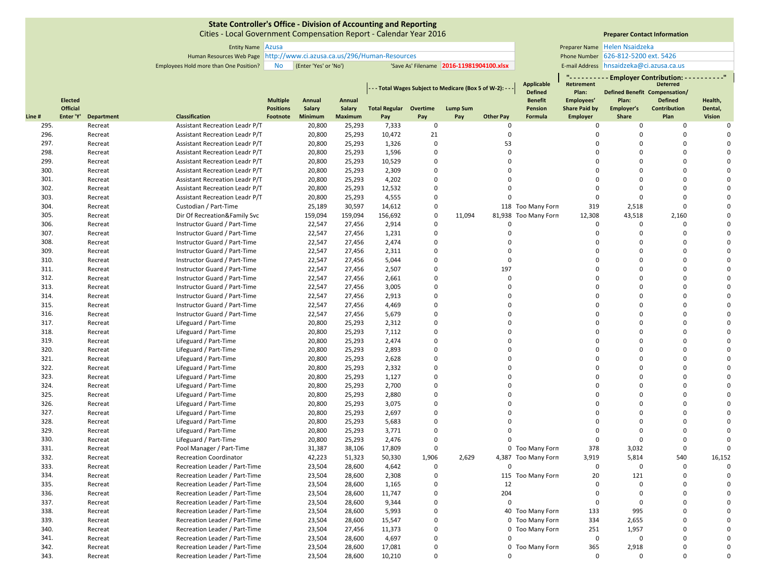# State Controller's Office - Division of Accounting and Reporting

Cities - Local Government Compensation Report - Calendar Year 2016

Entity Name: Azusa
Human Resources Web Page: http://www.ci.azusa.ca.us/296/Human-Resources
Employees Hold more than One Position? No (Enter 'Yes' or 'No')
'Save As' Filename: 2016-11981904100.xlsx

**Preparer Contact Information**

Preparer Name: Helen Nsaidzeka
Phone Number: 626-812-5200 ext. 5426
E-mail Address: hnsaidzeka@ci.azusa.ca.us

| Line # | Elected Official Enter 'Y' | Department | Classification | Multiple Positions Footnote | Annual Salary Minimum | Annual Salary Maximum | Total Wages Subject to Medicare (Box 5 of W-2): Total Regular Pay | Overtime Pay | Lump Sum Pay | Other Pay | Applicable Defined Benefit Pension Formula | Employer Contribution: Retirement Plan: Employees' Share Paid by Employer | Defined Benefit Plan: Employer's Share | Deferred Compensation/ Defined Contribution Plan | Health, Dental, Vision |
|---|---|---|---|---|---|---|---|---|---|---|---|---|---|---|---|
| 295. | | Recreat | Assistant Recreation Leadr P/T | | 20,800 | 25,293 | 7,333 | 0 | | 0 | | 0 | 0 | 0 | 0 |
| 296. | | Recreat | Assistant Recreation Leadr P/T | | 20,800 | 25,293 | 10,472 | 21 | | 0 | | 0 | 0 | 0 | 0 |
| 297. | | Recreat | Assistant Recreation Leadr P/T | | 20,800 | 25,293 | 1,326 | 0 | | 53 | | 0 | 0 | 0 | 0 |
| 298. | | Recreat | Assistant Recreation Leadr P/T | | 20,800 | 25,293 | 1,596 | 0 | | 0 | | 0 | 0 | 0 | 0 |
| 299. | | Recreat | Assistant Recreation Leadr P/T | | 20,800 | 25,293 | 10,529 | 0 | | 0 | | 0 | 0 | 0 | 0 |
| 300. | | Recreat | Assistant Recreation Leadr P/T | | 20,800 | 25,293 | 2,309 | 0 | | 0 | | 0 | 0 | 0 | 0 |
| 301. | | Recreat | Assistant Recreation Leadr P/T | | 20,800 | 25,293 | 4,202 | 0 | | 0 | | 0 | 0 | 0 | 0 |
| 302. | | Recreat | Assistant Recreation Leadr P/T | | 20,800 | 25,293 | 12,532 | 0 | | 0 | | 0 | 0 | 0 | 0 |
| 303. | | Recreat | Assistant Recreation Leadr P/T | | 20,800 | 25,293 | 4,555 | 0 | | 0 | | 0 | 0 | 0 | 0 |
| 304. | | Recreat | Custodian / Part-Time | | 25,189 | 30,597 | 14,612 | 0 | | 118 | Too Many Forn | 319 | 2,518 | 0 | 0 |
| 305. | | Recreat | Dir Of Recreation&Family Svc | | 159,094 | 159,094 | 156,692 | 0 | 11,094 | 81,938 | Too Many Forn | 12,308 | 43,518 | 2,160 | 0 |
| 306. | | Recreat | Instructor Guard / Part-Time | | 22,547 | 27,456 | 2,914 | 0 | | 0 | | 0 | 0 | 0 | 0 |
| 307. | | Recreat | Instructor Guard / Part-Time | | 22,547 | 27,456 | 1,231 | 0 | | 0 | | 0 | 0 | 0 | 0 |
| 308. | | Recreat | Instructor Guard / Part-Time | | 22,547 | 27,456 | 2,474 | 0 | | 0 | | 0 | 0 | 0 | 0 |
| 309. | | Recreat | Instructor Guard / Part-Time | | 22,547 | 27,456 | 2,311 | 0 | | 0 | | 0 | 0 | 0 | 0 |
| 310. | | Recreat | Instructor Guard / Part-Time | | 22,547 | 27,456 | 5,044 | 0 | | 0 | | 0 | 0 | 0 | 0 |
| 311. | | Recreat | Instructor Guard / Part-Time | | 22,547 | 27,456 | 2,507 | 0 | | 197 | | 0 | 0 | 0 | 0 |
| 312. | | Recreat | Instructor Guard / Part-Time | | 22,547 | 27,456 | 2,661 | 0 | | 0 | | 0 | 0 | 0 | 0 |
| 313. | | Recreat | Instructor Guard / Part-Time | | 22,547 | 27,456 | 3,005 | 0 | | 0 | | 0 | 0 | 0 | 0 |
| 314. | | Recreat | Instructor Guard / Part-Time | | 22,547 | 27,456 | 2,913 | 0 | | 0 | | 0 | 0 | 0 | 0 |
| 315. | | Recreat | Instructor Guard / Part-Time | | 22,547 | 27,456 | 4,469 | 0 | | 0 | | 0 | 0 | 0 | 0 |
| 316. | | Recreat | Instructor Guard / Part-Time | | 22,547 | 27,456 | 5,679 | 0 | | 0 | | 0 | 0 | 0 | 0 |
| 317. | | Recreat | Lifeguard / Part-Time | | 20,800 | 25,293 | 2,312 | 0 | | 0 | | 0 | 0 | 0 | 0 |
| 318. | | Recreat | Lifeguard / Part-Time | | 20,800 | 25,293 | 7,112 | 0 | | 0 | | 0 | 0 | 0 | 0 |
| 319. | | Recreat | Lifeguard / Part-Time | | 20,800 | 25,293 | 2,474 | 0 | | 0 | | 0 | 0 | 0 | 0 |
| 320. | | Recreat | Lifeguard / Part-Time | | 20,800 | 25,293 | 2,893 | 0 | | 0 | | 0 | 0 | 0 | 0 |
| 321. | | Recreat | Lifeguard / Part-Time | | 20,800 | 25,293 | 2,628 | 0 | | 0 | | 0 | 0 | 0 | 0 |
| 322. | | Recreat | Lifeguard / Part-Time | | 20,800 | 25,293 | 2,332 | 0 | | 0 | | 0 | 0 | 0 | 0 |
| 323. | | Recreat | Lifeguard / Part-Time | | 20,800 | 25,293 | 1,127 | 0 | | 0 | | 0 | 0 | 0 | 0 |
| 324. | | Recreat | Lifeguard / Part-Time | | 20,800 | 25,293 | 2,700 | 0 | | 0 | | 0 | 0 | 0 | 0 |
| 325. | | Recreat | Lifeguard / Part-Time | | 20,800 | 25,293 | 2,880 | 0 | | 0 | | 0 | 0 | 0 | 0 |
| 326. | | Recreat | Lifeguard / Part-Time | | 20,800 | 25,293 | 3,075 | 0 | | 0 | | 0 | 0 | 0 | 0 |
| 327. | | Recreat | Lifeguard / Part-Time | | 20,800 | 25,293 | 2,697 | 0 | | 0 | | 0 | 0 | 0 | 0 |
| 328. | | Recreat | Lifeguard / Part-Time | | 20,800 | 25,293 | 5,683 | 0 | | 0 | | 0 | 0 | 0 | 0 |
| 329. | | Recreat | Lifeguard / Part-Time | | 20,800 | 25,293 | 3,771 | 0 | | 0 | | 0 | 0 | 0 | 0 |
| 330. | | Recreat | Lifeguard / Part-Time | | 20,800 | 25,293 | 2,476 | 0 | | 0 | | 0 | 0 | 0 | 0 |
| 331. | | Recreat | Pool Manager / Part-Time | | 31,387 | 38,106 | 17,809 | 0 | | 0 | Too Many Forn | 378 | 3,032 | 0 | 0 |
| 332. | | Recreat | Recreation Coordinator | | 42,223 | 51,323 | 50,330 | 1,906 | 2,629 | 4,387 | Too Many Forn | 3,919 | 5,814 | 540 | 16,152 |
| 333. | | Recreat | Recreation Leader / Part-Time | | 23,504 | 28,600 | 4,642 | 0 | | 0 | | 0 | 0 | 0 | 0 |
| 334. | | Recreat | Recreation Leader / Part-Time | | 23,504 | 28,600 | 2,308 | 0 | | 115 | Too Many Forn | 20 | 121 | 0 | 0 |
| 335. | | Recreat | Recreation Leader / Part-Time | | 23,504 | 28,600 | 1,165 | 0 | | 12 | | 0 | 0 | 0 | 0 |
| 336. | | Recreat | Recreation Leader / Part-Time | | 23,504 | 28,600 | 11,747 | 0 | | 204 | | 0 | 0 | 0 | 0 |
| 337. | | Recreat | Recreation Leader / Part-Time | | 23,504 | 28,600 | 9,344 | 0 | | 0 | | 0 | 0 | 0 | 0 |
| 338. | | Recreat | Recreation Leader / Part-Time | | 23,504 | 28,600 | 5,993 | 0 | | 40 | Too Many Forn | 133 | 995 | 0 | 0 |
| 339. | | Recreat | Recreation Leader / Part-Time | | 23,504 | 28,600 | 15,547 | 0 | | 0 | Too Many Forn | 334 | 2,655 | 0 | 0 |
| 340. | | Recreat | Recreation Leader / Part-Time | | 23,504 | 27,456 | 11,373 | 0 | | 0 | Too Many Forn | 251 | 1,957 | 0 | 0 |
| 341. | | Recreat | Recreation Leader / Part-Time | | 23,504 | 28,600 | 4,697 | 0 | | 0 | | 0 | 0 | 0 | 0 |
| 342. | | Recreat | Recreation Leader / Part-Time | | 23,504 | 28,600 | 17,081 | 0 | | 0 | Too Many Forn | 365 | 2,918 | 0 | 0 |
| 343. | | Recreat | Recreation Leader / Part-Time | | 23,504 | 28,600 | 10,210 | 0 | | 0 | | 0 | 0 | 0 | 0 |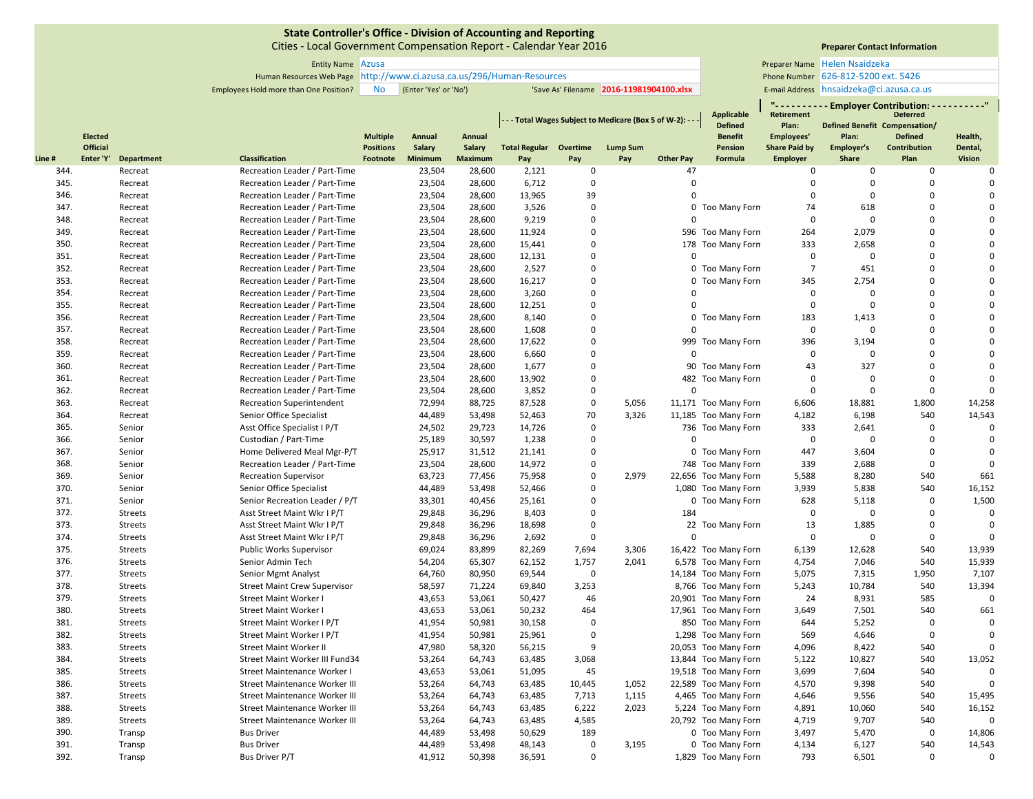**State Controller's Office - Division of Accounting and Reporting**
Cities - Local Government Compensation Report - Calendar Year 2016

Entity Name: Azusa
Human Resources Web Page: http://www.ci.azusa.ca.us/296/Human-Resources
Employees Hold more than One Position? No (Enter 'Yes' or 'No')
'Save As' Filename: 2016-11981904100.xlsx

**Preparer Contact Information**
Preparer Name: Helen Nsaidzeka
Phone Number: 626-812-5200 ext. 5426
E-mail Address: hnsaidzeka@ci.azusa.ca.us

| Line # | Elected Official Enter 'Y' | Department | Classification | Multiple Positions Footnote | Annual Salary Minimum | Annual Salary Maximum | Total Regular Pay | Overtime Pay | Lump Sum Pay | Other Pay | Applicable Defined Benefit Pension Formula | Retirement Plan: Employees' Share Paid by Employer | Defined Benefit Plan: Employer's Share | Deferred Compensation/ Defined Contribution Plan | Health, Dental, Vision |
|---|---|---|---|---|---|---|---|---|---|---|---|---|---|---|---|
| | | | | | | | - - - Total Wages Subject to Medicare (Box 5 of W-2): - - - | | | | | "- - - - - - - - - - Employer Contribution: - - - - - - - - - -" | | | |
| 344. | | Recreat | Recreation Leader / Part-Time | | 23,504 | 28,600 | 2,121 | 0 | | 47 | | 0 | 0 | 0 | 0 |
| 345. | | Recreat | Recreation Leader / Part-Time | | 23,504 | 28,600 | 6,712 | 0 | | 0 | | 0 | 0 | 0 | 0 |
| 346. | | Recreat | Recreation Leader / Part-Time | | 23,504 | 28,600 | 13,965 | 39 | | 0 | | 0 | 0 | 0 | 0 |
| 347. | | Recreat | Recreation Leader / Part-Time | | 23,504 | 28,600 | 3,526 | 0 | | 0 | Too Many Forn | 74 | 618 | 0 | 0 |
| 348. | | Recreat | Recreation Leader / Part-Time | | 23,504 | 28,600 | 9,219 | 0 | | 0 | | 0 | 0 | 0 | 0 |
| 349. | | Recreat | Recreation Leader / Part-Time | | 23,504 | 28,600 | 11,924 | 0 | | 596 | Too Many Forn | 264 | 2,079 | 0 | 0 |
| 350. | | Recreat | Recreation Leader / Part-Time | | 23,504 | 28,600 | 15,441 | 0 | | 178 | Too Many Forn | 333 | 2,658 | 0 | 0 |
| 351. | | Recreat | Recreation Leader / Part-Time | | 23,504 | 28,600 | 12,131 | 0 | | 0 | | 0 | 0 | 0 | 0 |
| 352. | | Recreat | Recreation Leader / Part-Time | | 23,504 | 28,600 | 2,527 | 0 | | 0 | Too Many Forn | 7 | 451 | 0 | 0 |
| 353. | | Recreat | Recreation Leader / Part-Time | | 23,504 | 28,600 | 16,217 | 0 | | 0 | Too Many Forn | 345 | 2,754 | 0 | 0 |
| 354. | | Recreat | Recreation Leader / Part-Time | | 23,504 | 28,600 | 3,260 | 0 | | 0 | | 0 | 0 | 0 | 0 |
| 355. | | Recreat | Recreation Leader / Part-Time | | 23,504 | 28,600 | 12,251 | 0 | | 0 | | 0 | 0 | 0 | 0 |
| 356. | | Recreat | Recreation Leader / Part-Time | | 23,504 | 28,600 | 8,140 | 0 | | 0 | Too Many Forn | 183 | 1,413 | 0 | 0 |
| 357. | | Recreat | Recreation Leader / Part-Time | | 23,504 | 28,600 | 1,608 | 0 | | 0 | | 0 | 0 | 0 | 0 |
| 358. | | Recreat | Recreation Leader / Part-Time | | 23,504 | 28,600 | 17,622 | 0 | | 999 | Too Many Forn | 396 | 3,194 | 0 | 0 |
| 359. | | Recreat | Recreation Leader / Part-Time | | 23,504 | 28,600 | 6,660 | 0 | | 0 | | 0 | 0 | 0 | 0 |
| 360. | | Recreat | Recreation Leader / Part-Time | | 23,504 | 28,600 | 1,677 | 0 | | 90 | Too Many Forn | 43 | 327 | 0 | 0 |
| 361. | | Recreat | Recreation Leader / Part-Time | | 23,504 | 28,600 | 13,902 | 0 | | 482 | Too Many Forn | 0 | 0 | 0 | 0 |
| 362. | | Recreat | Recreation Leader / Part-Time | | 23,504 | 28,600 | 3,852 | 0 | | 0 | | 0 | 0 | 0 | 0 |
| 363. | | Recreat | Recreation Superintendent | | 72,994 | 88,725 | 87,528 | 0 | 5,056 | 11,171 | Too Many Forn | 6,606 | 18,881 | 1,800 | 14,258 |
| 364. | | Recreat | Senior Office Specialist | | 44,489 | 53,498 | 52,463 | 70 | 3,326 | 11,185 | Too Many Forn | 4,182 | 6,198 | 540 | 14,543 |
| 365. | | Senior | Asst Office Specialist I P/T | | 24,502 | 29,723 | 14,726 | 0 | | 736 | Too Many Forn | 333 | 2,641 | 0 | 0 |
| 366. | | Senior | Custodian / Part-Time | | 25,189 | 30,597 | 1,238 | 0 | | 0 | | 0 | 0 | 0 | 0 |
| 367. | | Senior | Home Delivered Meal Mgr-P/T | | 25,917 | 31,512 | 21,141 | 0 | | 0 | Too Many Forn | 447 | 3,604 | 0 | 0 |
| 368. | | Senior | Recreation Leader / Part-Time | | 23,504 | 28,600 | 14,972 | 0 | | 748 | Too Many Forn | 339 | 2,688 | 0 | 0 |
| 369. | | Senior | Recreation Supervisor | | 63,723 | 77,456 | 75,958 | 0 | 2,979 | 22,656 | Too Many Forn | 5,588 | 8,280 | 540 | 661 |
| 370. | | Senior | Senior Office Specialist | | 44,489 | 53,498 | 52,466 | 0 | | 1,080 | Too Many Forn | 3,939 | 5,838 | 540 | 16,152 |
| 371. | | Senior | Senior Recreation Leader / P/T | | 33,301 | 40,456 | 25,161 | 0 | | 0 | Too Many Forn | 628 | 5,118 | 0 | 1,500 |
| 372. | | Streets | Asst Street Maint Wkr I P/T | | 29,848 | 36,296 | 8,403 | 0 | | 184 | | 0 | 0 | 0 | 0 |
| 373. | | Streets | Asst Street Maint Wkr I P/T | | 29,848 | 36,296 | 18,698 | 0 | | 22 | Too Many Forn | 13 | 1,885 | 0 | 0 |
| 374. | | Streets | Asst Street Maint Wkr I P/T | | 29,848 | 36,296 | 2,692 | 0 | | 0 | | 0 | 0 | 0 | 0 |
| 375. | | Streets | Public Works Supervisor | | 69,024 | 83,899 | 82,269 | 7,694 | 3,306 | 16,422 | Too Many Forn | 6,139 | 12,628 | 540 | 13,939 |
| 376. | | Streets | Senior Admin Tech | | 54,204 | 65,307 | 62,152 | 1,757 | 2,041 | 6,578 | Too Many Forn | 4,754 | 7,046 | 540 | 15,939 |
| 377. | | Streets | Senior Mgmt Analyst | | 64,760 | 80,950 | 69,544 | 0 | | 14,184 | Too Many Forn | 5,075 | 7,315 | 1,950 | 7,107 |
| 378. | | Streets | Street Maint Crew Supervisor | | 58,597 | 71,224 | 69,840 | 3,253 | | 8,766 | Too Many Forn | 5,243 | 10,784 | 540 | 13,394 |
| 379. | | Streets | Street Maint Worker I | | 43,653 | 53,061 | 50,427 | 46 | | 20,901 | Too Many Forn | 24 | 8,931 | 585 | 0 |
| 380. | | Streets | Street Maint Worker I | | 43,653 | 53,061 | 50,232 | 464 | | 17,961 | Too Many Forn | 3,649 | 7,501 | 540 | 661 |
| 381. | | Streets | Street Maint Worker I P/T | | 41,954 | 50,981 | 30,158 | 0 | | 850 | Too Many Forn | 644 | 5,252 | 0 | 0 |
| 382. | | Streets | Street Maint Worker I P/T | | 41,954 | 50,981 | 25,961 | 0 | | 1,298 | Too Many Forn | 569 | 4,646 | 0 | 0 |
| 383. | | Streets | Street Maint Worker II | | 47,980 | 58,320 | 56,215 | 9 | | 20,053 | Too Many Forn | 4,096 | 8,422 | 540 | 0 |
| 384. | | Streets | Street Maint Worker III Fund34 | | 53,264 | 64,743 | 63,485 | 3,068 | | 13,844 | Too Many Forn | 5,122 | 10,827 | 540 | 13,052 |
| 385. | | Streets | Street Maintenance Worker I | | 43,653 | 53,061 | 51,095 | 45 | | 19,518 | Too Many Forn | 3,699 | 7,604 | 540 | 0 |
| 386. | | Streets | Street Maintenance Worker III | | 53,264 | 64,743 | 63,485 | 10,445 | 1,052 | 22,589 | Too Many Forn | 4,570 | 9,398 | 540 | 0 |
| 387. | | Streets | Street Maintenance Worker III | | 53,264 | 64,743 | 63,485 | 7,713 | 1,115 | 4,465 | Too Many Forn | 4,646 | 9,556 | 540 | 15,495 |
| 388. | | Streets | Street Maintenance Worker III | | 53,264 | 64,743 | 63,485 | 6,222 | 2,023 | 5,224 | Too Many Forn | 4,891 | 10,060 | 540 | 16,152 |
| 389. | | Streets | Street Maintenance Worker III | | 53,264 | 64,743 | 63,485 | 4,585 | | 20,792 | Too Many Forn | 4,719 | 9,707 | 540 | 0 |
| 390. | | Transp | Bus Driver | | 44,489 | 53,498 | 50,629 | 189 | | 0 | Too Many Forn | 3,497 | 5,470 | 0 | 14,806 |
| 391. | | Transp | Bus Driver | | 44,489 | 53,498 | 48,143 | 0 | 3,195 | 0 | Too Many Forn | 4,134 | 6,127 | 540 | 14,543 |
| 392. | | Transp | Bus Driver P/T | | 41,912 | 50,398 | 36,591 | 0 | | 1,829 | Too Many Forn | 793 | 6,501 | 0 | 0 |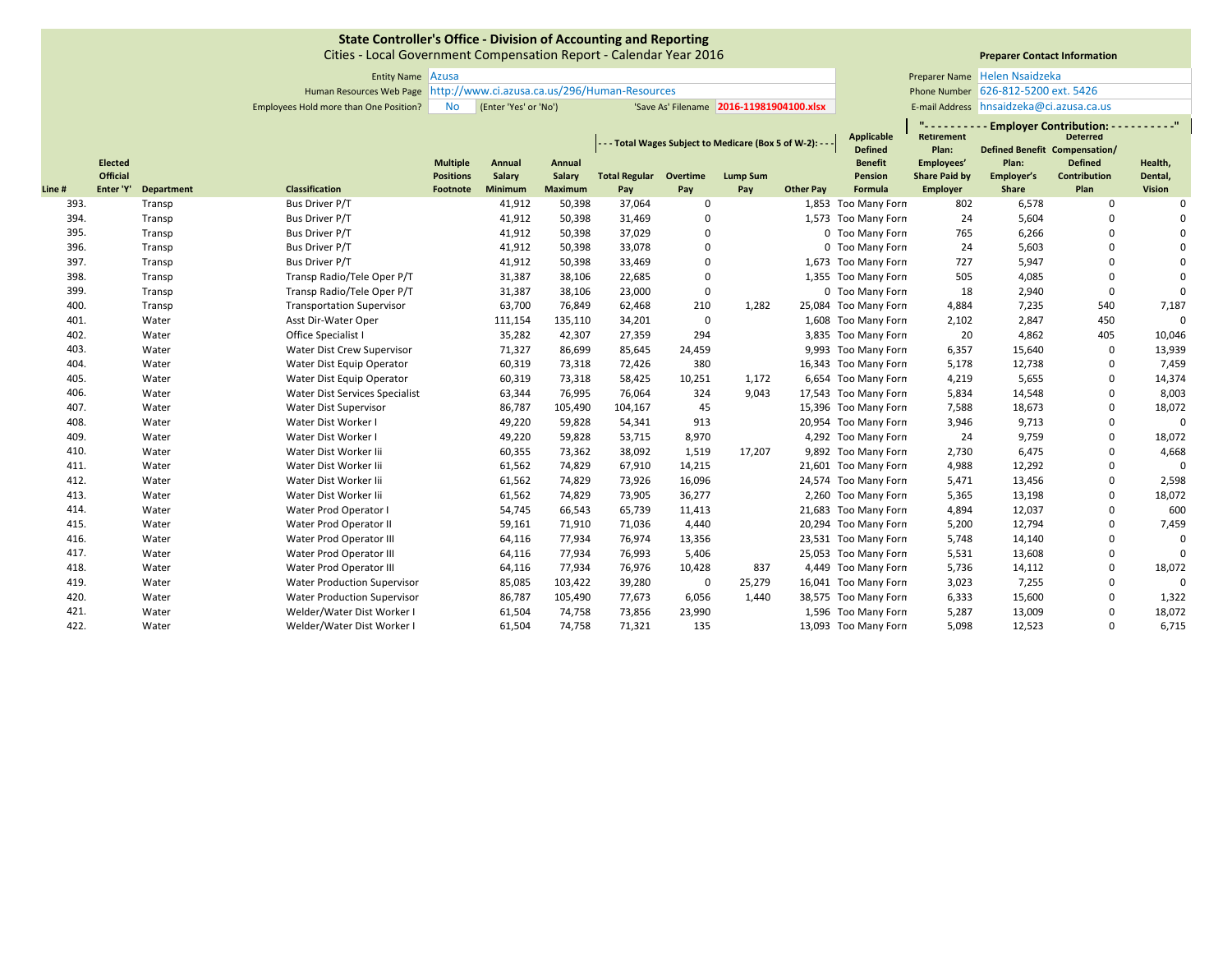**State Controller's Office - Division of Accounting and Reporting**
Cities - Local Government Compensation Report - Calendar Year 2016

Entity Name: Azusa
Human Resources Web Page: http://www.ci.azusa.ca.us/296/Human-Resources
Employees Hold more than One Position? No (Enter 'Yes' or 'No') 'Save As' Filename: 2016-11981904100.xlsx

**Preparer Contact Information**
Preparer Name: Helen Nsaidzeka
Phone Number: 626-812-5200 ext. 5426
E-mail Address: hnsaidzeka@ci.azusa.ca.us

| Line # | Elected Official Enter 'Y' | Department | Classification | Multiple Positions Footnote | Annual Salary Minimum | Annual Salary Maximum | --- Total Wages Subject to Medicare (Box 5 of W-2): --- Total Regular Pay | Overtime Pay | Lump Sum Pay | Other Pay | Applicable Defined Benefit Pension Formula | "---------- Employer Contribution: ----------" Retirement Plan: Employees' Share Paid by Employer | Defined Benefit Plan: Employer's Share | Deferred Compensation/ Defined Contribution Plan | Health, Dental, Vision |
|---|---|---|---|---|---|---|---|---|---|---|---|---|---|---|---|
| 393. | | Transp | Bus Driver P/T | | 41,912 | 50,398 | 37,064 | 0 | | 1,853 | Too Many Forn | 802 | 6,578 | 0 | 0 |
| 394. | | Transp | Bus Driver P/T | | 41,912 | 50,398 | 31,469 | 0 | | 1,573 | Too Many Forn | 24 | 5,604 | 0 | 0 |
| 395. | | Transp | Bus Driver P/T | | 41,912 | 50,398 | 37,029 | 0 | | 0 | Too Many Forn | 765 | 6,266 | 0 | 0 |
| 396. | | Transp | Bus Driver P/T | | 41,912 | 50,398 | 33,078 | 0 | | 0 | Too Many Forn | 24 | 5,603 | 0 | 0 |
| 397. | | Transp | Bus Driver P/T | | 41,912 | 50,398 | 33,469 | 0 | | 1,673 | Too Many Forn | 727 | 5,947 | 0 | 0 |
| 398. | | Transp | Transp Radio/Tele Oper P/T | | 31,387 | 38,106 | 22,685 | 0 | | 1,355 | Too Many Forn | 505 | 4,085 | 0 | 0 |
| 399. | | Transp | Transp Radio/Tele Oper P/T | | 31,387 | 38,106 | 23,000 | 0 | | 0 | Too Many Forn | 18 | 2,940 | 0 | 0 |
| 400. | | Transp | Transportation Supervisor | | 63,700 | 76,849 | 62,468 | 210 | 1,282 | 25,084 | Too Many Forn | 4,884 | 7,235 | 540 | 7,187 |
| 401. | | Water | Asst Dir-Water Oper | | 111,154 | 135,110 | 34,201 | 0 | | 1,608 | Too Many Forn | 2,102 | 2,847 | 450 | 0 |
| 402. | | Water | Office Specialist I | | 35,282 | 42,307 | 27,359 | 294 | | 3,835 | Too Many Forn | 20 | 4,862 | 405 | 10,046 |
| 403. | | Water | Water Dist Crew Supervisor | | 71,327 | 86,699 | 85,645 | 24,459 | | 9,993 | Too Many Forn | 6,357 | 15,640 | 0 | 13,939 |
| 404. | | Water | Water Dist Equip Operator | | 60,319 | 73,318 | 72,426 | 380 | | 16,343 | Too Many Forn | 5,178 | 12,738 | 0 | 7,459 |
| 405. | | Water | Water Dist Equip Operator | | 60,319 | 73,318 | 58,425 | 10,251 | 1,172 | 6,654 | Too Many Forn | 4,219 | 5,655 | 0 | 14,374 |
| 406. | | Water | Water Dist Services Specialist | | 63,344 | 76,995 | 76,064 | 324 | 9,043 | 17,543 | Too Many Forn | 5,834 | 14,548 | 0 | 8,003 |
| 407. | | Water | Water Dist Supervisor | | 86,787 | 105,490 | 104,167 | 45 | | 15,396 | Too Many Forn | 7,588 | 18,673 | 0 | 18,072 |
| 408. | | Water | Water Dist Worker I | | 49,220 | 59,828 | 54,341 | 913 | | 20,954 | Too Many Forn | 3,946 | 9,713 | 0 | 0 |
| 409. | | Water | Water Dist Worker I | | 49,220 | 59,828 | 53,715 | 8,970 | | 4,292 | Too Many Forn | 24 | 9,759 | 0 | 18,072 |
| 410. | | Water | Water Dist Worker Iii | | 60,355 | 73,362 | 38,092 | 1,519 | 17,207 | 9,892 | Too Many Forn | 2,730 | 6,475 | 0 | 4,668 |
| 411. | | Water | Water Dist Worker Iii | | 61,562 | 74,829 | 67,910 | 14,215 | | 21,601 | Too Many Forn | 4,988 | 12,292 | 0 | 0 |
| 412. | | Water | Water Dist Worker Iii | | 61,562 | 74,829 | 73,926 | 16,096 | | 24,574 | Too Many Forn | 5,471 | 13,456 | 0 | 2,598 |
| 413. | | Water | Water Dist Worker Iii | | 61,562 | 74,829 | 73,905 | 36,277 | | 2,260 | Too Many Forn | 5,365 | 13,198 | 0 | 18,072 |
| 414. | | Water | Water Prod Operator I | | 54,745 | 66,543 | 65,739 | 11,413 | | 21,683 | Too Many Forn | 4,894 | 12,037 | 0 | 600 |
| 415. | | Water | Water Prod Operator II | | 59,161 | 71,910 | 71,036 | 4,440 | | 20,294 | Too Many Forn | 5,200 | 12,794 | 0 | 7,459 |
| 416. | | Water | Water Prod Operator III | | 64,116 | 77,934 | 76,974 | 13,356 | | 23,531 | Too Many Forn | 5,748 | 14,140 | 0 | 0 |
| 417. | | Water | Water Prod Operator III | | 64,116 | 77,934 | 76,993 | 5,406 | | 25,053 | Too Many Forn | 5,531 | 13,608 | 0 | 0 |
| 418. | | Water | Water Prod Operator III | | 64,116 | 77,934 | 76,976 | 10,428 | 837 | 4,449 | Too Many Forn | 5,736 | 14,112 | 0 | 18,072 |
| 419. | | Water | Water Production Supervisor | | 85,085 | 103,422 | 39,280 | 0 | 25,279 | 16,041 | Too Many Forn | 3,023 | 7,255 | 0 | 0 |
| 420. | | Water | Water Production Supervisor | | 86,787 | 105,490 | 77,673 | 6,056 | 1,440 | 38,575 | Too Many Forn | 6,333 | 15,600 | 0 | 1,322 |
| 421. | | Water | Welder/Water Dist Worker I | | 61,504 | 74,758 | 73,856 | 23,990 | | 1,596 | Too Many Forn | 5,287 | 13,009 | 0 | 18,072 |
| 422. | | Water | Welder/Water Dist Worker I | | 61,504 | 74,758 | 71,321 | 135 | | 13,093 | Too Many Forn | 5,098 | 12,523 | 0 | 6,715 |